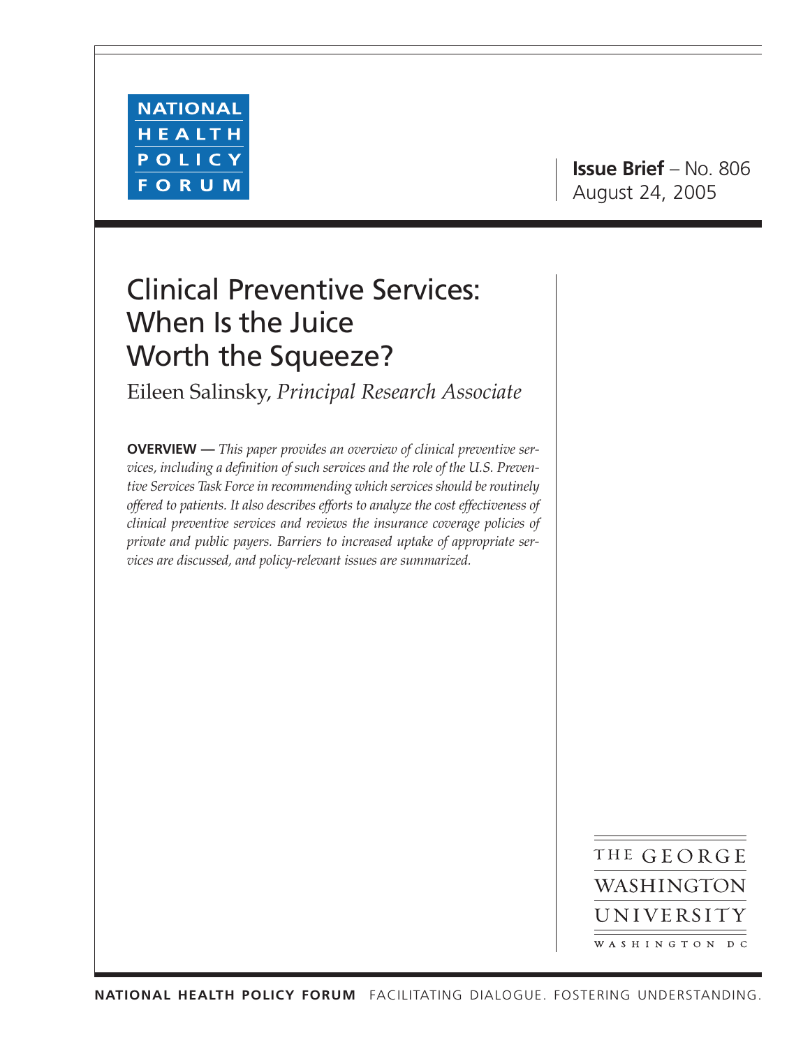NATIONAL HEALTH POLICY FORUM

**Issue Brief** – No. 806
August 24, 2005

# Clinical Preventive Services: When Is the Juice Worth the Squeeze?

Eileen Salinsky, *Principal Research Associate*

**OVERVIEW —** *This paper provides an overview of clinical preventive services, including a definition of such services and the role of the U.S. Preventive Services Task Force in recommending which services should be routinely offered to patients. It also describes efforts to analyze the cost effectiveness of clinical preventive services and reviews the insurance coverage policies of private and public payers. Barriers to increased uptake of appropriate services are discussed, and policy-relevant issues are summarized.*

THE GEORGE WASHINGTON UNIVERSITY
WASHINGTON DC

**NATIONAL HEALTH POLICY FORUM** FACILITATING DIALOGUE. FOSTERING UNDERSTANDING.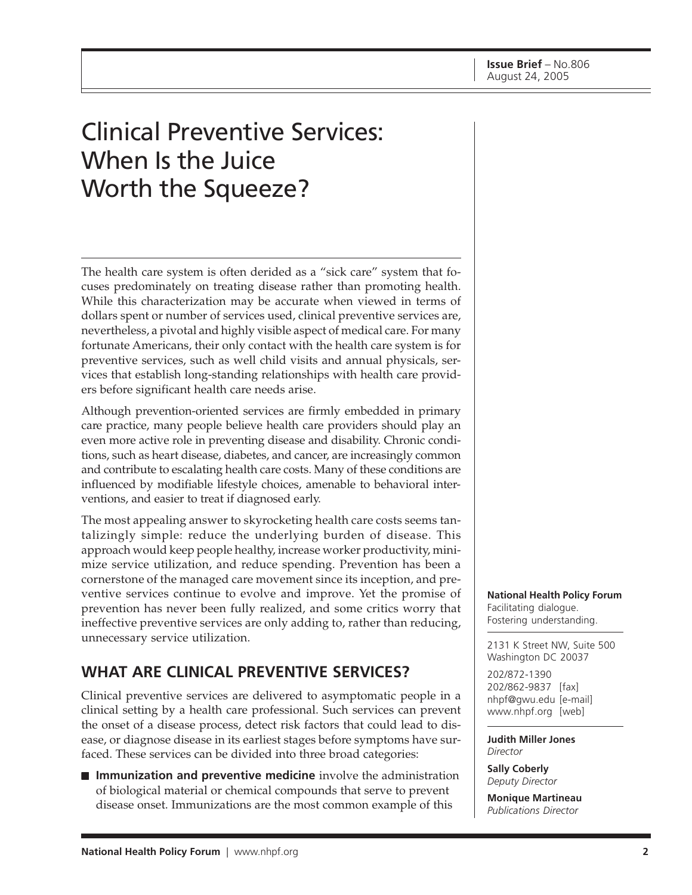Issue Brief – No.806
August 24, 2005

# Clinical Preventive Services: When Is the Juice Worth the Squeeze?

The health care system is often derided as a "sick care" system that focuses predominately on treating disease rather than promoting health. While this characterization may be accurate when viewed in terms of dollars spent or number of services used, clinical preventive services are, nevertheless, a pivotal and highly visible aspect of medical care. For many fortunate Americans, their only contact with the health care system is for preventive services, such as well child visits and annual physicals, services that establish long-standing relationships with health care providers before significant health care needs arise.

Although prevention-oriented services are firmly embedded in primary care practice, many people believe health care providers should play an even more active role in preventing disease and disability. Chronic conditions, such as heart disease, diabetes, and cancer, are increasingly common and contribute to escalating health care costs. Many of these conditions are influenced by modifiable lifestyle choices, amenable to behavioral interventions, and easier to treat if diagnosed early.

The most appealing answer to skyrocketing health care costs seems tantalizingly simple: reduce the underlying burden of disease. This approach would keep people healthy, increase worker productivity, minimize service utilization, and reduce spending. Prevention has been a cornerstone of the managed care movement since its inception, and preventive services continue to evolve and improve. Yet the promise of prevention has never been fully realized, and some critics worry that ineffective preventive services are only adding to, rather than reducing, unnecessary service utilization.

## WHAT ARE CLINICAL PREVENTIVE SERVICES?

Clinical preventive services are delivered to asymptomatic people in a clinical setting by a health care professional. Such services can prevent the onset of a disease process, detect risk factors that could lead to disease, or diagnose disease in its earliest stages before symptoms have surfaced. These services can be divided into three broad categories:

- **Immunization and preventive medicine** involve the administration of biological material or chemical compounds that serve to prevent disease onset. Immunizations are the most common example of this

**National Health Policy Forum**
Facilitating dialogue.
Fostering understanding.

2131 K Street NW, Suite 500
Washington DC 20037

202/872-1390
202/862-9837 [fax]
nhpf@gwu.edu [e-mail]
www.nhpf.org [web]

**Judith Miller Jones**
*Director*

**Sally Coberly**
*Deputy Director*

**Monique Martineau**
*Publications Director*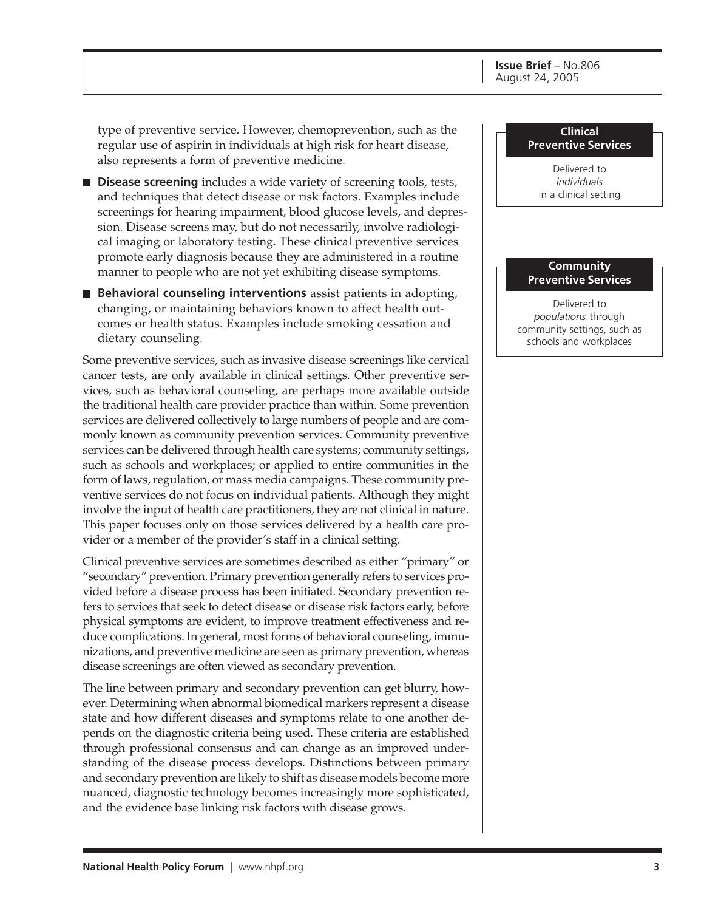type of preventive service. However, chemoprevention, such as the regular use of aspirin in individuals at high risk for heart disease, also represents a form of preventive medicine.

- **Disease screening** includes a wide variety of screening tools, tests, and techniques that detect disease or risk factors. Examples include screenings for hearing impairment, blood glucose levels, and depression. Disease screens may, but do not necessarily, involve radiological imaging or laboratory testing. These clinical preventive services promote early diagnosis because they are administered in a routine manner to people who are not yet exhibiting disease symptoms.
- **Behavioral counseling interventions** assist patients in adopting, changing, or maintaining behaviors known to affect health outcomes or health status. Examples include smoking cessation and dietary counseling.

Some preventive services, such as invasive disease screenings like cervical cancer tests, are only available in clinical settings. Other preventive services, such as behavioral counseling, are perhaps more available outside the traditional health care provider practice than within. Some prevention services are delivered collectively to large numbers of people and are commonly known as community prevention services. Community preventive services can be delivered through health care systems; community settings, such as schools and workplaces; or applied to entire communities in the form of laws, regulation, or mass media campaigns. These community preventive services do not focus on individual patients. Although they might involve the input of health care practitioners, they are not clinical in nature. This paper focuses only on those services delivered by a health care provider or a member of the provider's staff in a clinical setting.

Clinical preventive services are sometimes described as either "primary" or "secondary" prevention. Primary prevention generally refers to services provided before a disease process has been initiated. Secondary prevention refers to services that seek to detect disease or disease risk factors early, before physical symptoms are evident, to improve treatment effectiveness and reduce complications. In general, most forms of behavioral counseling, immunizations, and preventive medicine are seen as primary prevention, whereas disease screenings are often viewed as secondary prevention.

The line between primary and secondary prevention can get blurry, however. Determining when abnormal biomedical markers represent a disease state and how different diseases and symptoms relate to one another depends on the diagnostic criteria being used. These criteria are established through professional consensus and can change as an improved understanding of the disease process develops. Distinctions between primary and secondary prevention are likely to shift as disease models become more nuanced, diagnostic technology becomes increasingly more sophisticated, and the evidence base linking risk factors with disease grows.

**Clinical Preventive Services**

Delivered to *individuals* in a clinical setting

**Community Preventive Services**

Delivered to *populations* through community settings, such as schools and workplaces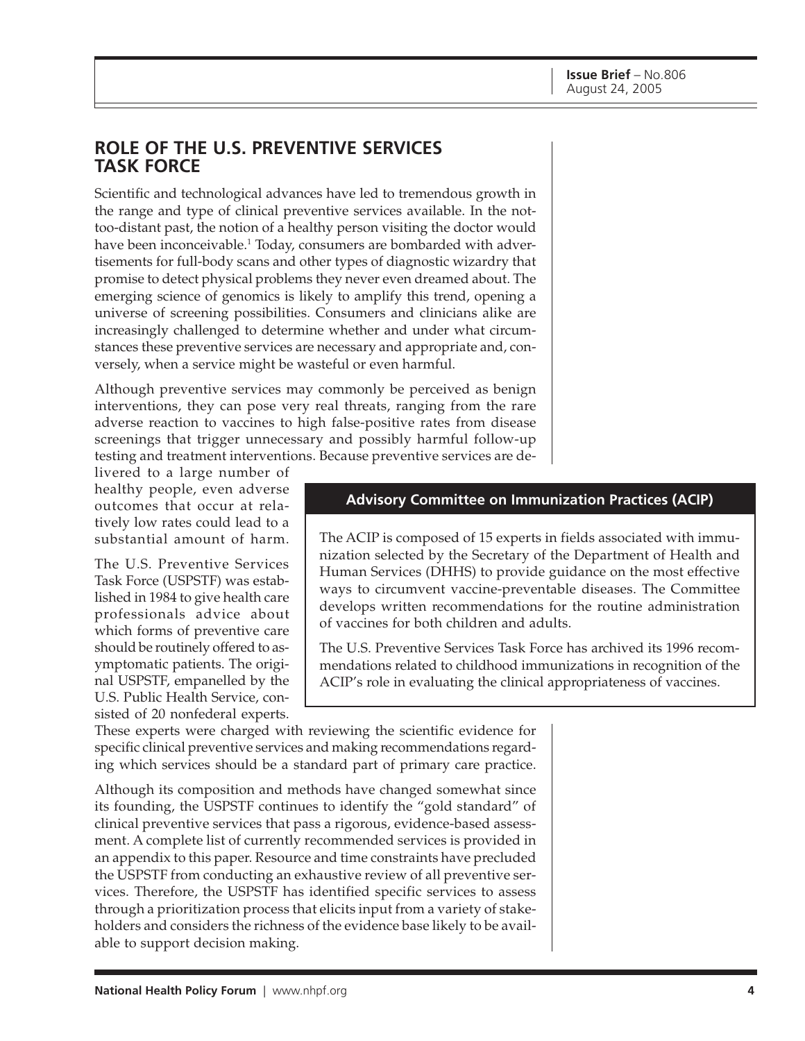## ROLE OF THE U.S. PREVENTIVE SERVICES TASK FORCE

Scientific and technological advances have led to tremendous growth in the range and type of clinical preventive services available. In the not-too-distant past, the notion of a healthy person visiting the doctor would have been inconceivable.[1] Today, consumers are bombarded with advertisements for full-body scans and other types of diagnostic wizardry that promise to detect physical problems they never even dreamed about. The emerging science of genomics is likely to amplify this trend, opening a universe of screening possibilities. Consumers and clinicians alike are increasingly challenged to determine whether and under what circumstances these preventive services are necessary and appropriate and, conversely, when a service might be wasteful or even harmful.

Although preventive services may commonly be perceived as benign interventions, they can pose very real threats, ranging from the rare adverse reaction to vaccines to high false-positive rates from disease screenings that trigger unnecessary and possibly harmful follow-up testing and treatment interventions. Because preventive services are delivered to a large number of healthy people, even adverse outcomes that occur at relatively low rates could lead to a substantial amount of harm.

The U.S. Preventive Services Task Force (USPSTF) was established in 1984 to give health care professionals advice about which forms of preventive care should be routinely offered to asymptomatic patients. The original USPSTF, empanelled by the U.S. Public Health Service, consisted of 20 nonfederal experts. These experts were charged with reviewing the scientific evidence for specific clinical preventive services and making recommendations regarding which services should be a standard part of primary care practice.

Although its composition and methods have changed somewhat since its founding, the USPSTF continues to identify the "gold standard" of clinical preventive services that pass a rigorous, evidence-based assessment. A complete list of currently recommended services is provided in an appendix to this paper. Resource and time constraints have precluded the USPSTF from conducting an exhaustive review of all preventive services. Therefore, the USPSTF has identified specific services to assess through a prioritization process that elicits input from a variety of stakeholders and considers the richness of the evidence base likely to be available to support decision making.

### Advisory Committee on Immunization Practices (ACIP)

The ACIP is composed of 15 experts in fields associated with immunization selected by the Secretary of the Department of Health and Human Services (DHHS) to provide guidance on the most effective ways to circumvent vaccine-preventable diseases. The Committee develops written recommendations for the routine administration of vaccines for both children and adults.

The U.S. Preventive Services Task Force has archived its 1996 recommendations related to childhood immunizations in recognition of the ACIP's role in evaluating the clinical appropriateness of vaccines.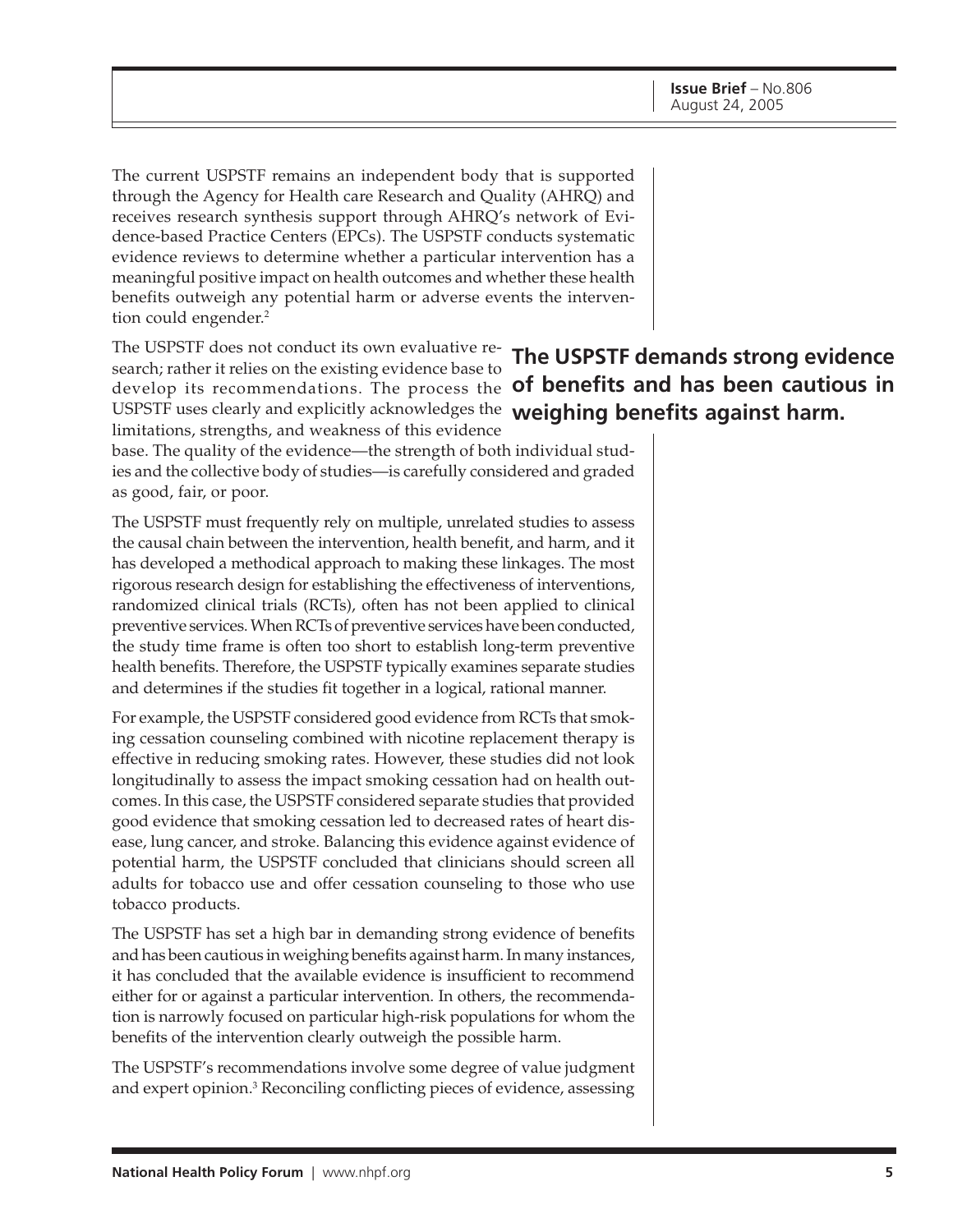The current USPSTF remains an independent body that is supported through the Agency for Health care Research and Quality (AHRQ) and receives research synthesis support through AHRQ's network of Evidence-based Practice Centers (EPCs). The USPSTF conducts systematic evidence reviews to determine whether a particular intervention has a meaningful positive impact on health outcomes and whether these health benefits outweigh any potential harm or adverse events the intervention could engender.[2]

**The USPSTF demands strong evidence of benefits and has been cautious in weighing benefits against harm.**

The USPSTF does not conduct its own evaluative research; rather it relies on the existing evidence base to develop its recommendations. The process the USPSTF uses clearly and explicitly acknowledges the limitations, strengths, and weakness of this evidence base. The quality of the evidence—the strength of both individual studies and the collective body of studies—is carefully considered and graded as good, fair, or poor.

The USPSTF must frequently rely on multiple, unrelated studies to assess the causal chain between the intervention, health benefit, and harm, and it has developed a methodical approach to making these linkages. The most rigorous research design for establishing the effectiveness of interventions, randomized clinical trials (RCTs), often has not been applied to clinical preventive services. When RCTs of preventive services have been conducted, the study time frame is often too short to establish long-term preventive health benefits. Therefore, the USPSTF typically examines separate studies and determines if the studies fit together in a logical, rational manner.

For example, the USPSTF considered good evidence from RCTs that smoking cessation counseling combined with nicotine replacement therapy is effective in reducing smoking rates. However, these studies did not look longitudinally to assess the impact smoking cessation had on health outcomes. In this case, the USPSTF considered separate studies that provided good evidence that smoking cessation led to decreased rates of heart disease, lung cancer, and stroke. Balancing this evidence against evidence of potential harm, the USPSTF concluded that clinicians should screen all adults for tobacco use and offer cessation counseling to those who use tobacco products.

The USPSTF has set a high bar in demanding strong evidence of benefits and has been cautious in weighing benefits against harm. In many instances, it has concluded that the available evidence is insufficient to recommend either for or against a particular intervention. In others, the recommendation is narrowly focused on particular high-risk populations for whom the benefits of the intervention clearly outweigh the possible harm.

The USPSTF's recommendations involve some degree of value judgment and expert opinion.[3] Reconciling conflicting pieces of evidence, assessing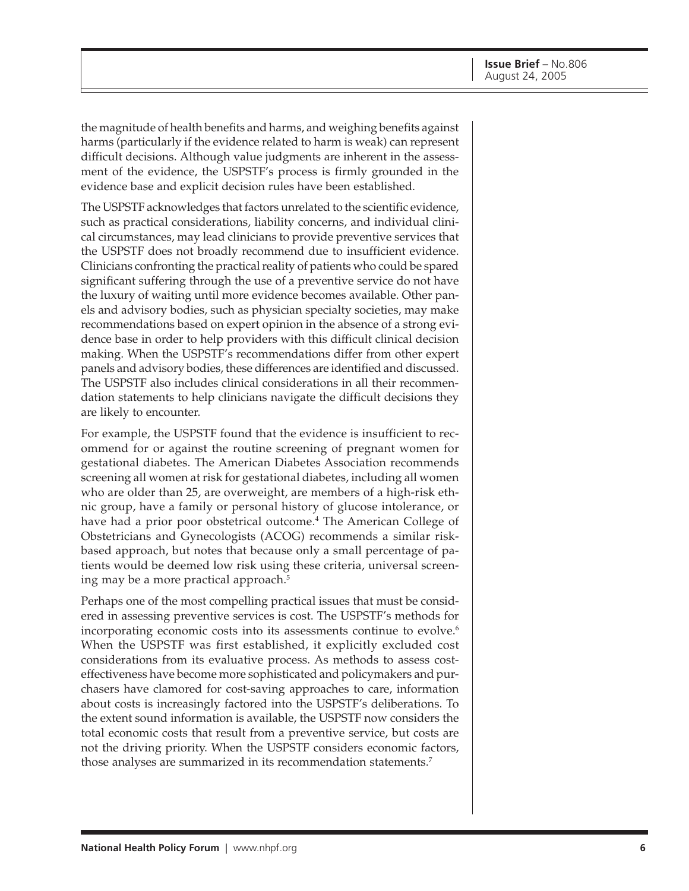the magnitude of health benefits and harms, and weighing benefits against harms (particularly if the evidence related to harm is weak) can represent difficult decisions. Although value judgments are inherent in the assessment of the evidence, the USPSTF's process is firmly grounded in the evidence base and explicit decision rules have been established.

The USPSTF acknowledges that factors unrelated to the scientific evidence, such as practical considerations, liability concerns, and individual clinical circumstances, may lead clinicians to provide preventive services that the USPSTF does not broadly recommend due to insufficient evidence. Clinicians confronting the practical reality of patients who could be spared significant suffering through the use of a preventive service do not have the luxury of waiting until more evidence becomes available. Other panels and advisory bodies, such as physician specialty societies, may make recommendations based on expert opinion in the absence of a strong evidence base in order to help providers with this difficult clinical decision making. When the USPSTF's recommendations differ from other expert panels and advisory bodies, these differences are identified and discussed. The USPSTF also includes clinical considerations in all their recommendation statements to help clinicians navigate the difficult decisions they are likely to encounter.

For example, the USPSTF found that the evidence is insufficient to recommend for or against the routine screening of pregnant women for gestational diabetes. The American Diabetes Association recommends screening all women at risk for gestational diabetes, including all women who are older than 25, are overweight, are members of a high-risk ethnic group, have a family or personal history of glucose intolerance, or have had a prior poor obstetrical outcome.[4] The American College of Obstetricians and Gynecologists (ACOG) recommends a similar risk-based approach, but notes that because only a small percentage of patients would be deemed low risk using these criteria, universal screening may be a more practical approach.[5]

Perhaps one of the most compelling practical issues that must be considered in assessing preventive services is cost. The USPSTF's methods for incorporating economic costs into its assessments continue to evolve.[6] When the USPSTF was first established, it explicitly excluded cost considerations from its evaluative process. As methods to assess cost-effectiveness have become more sophisticated and policymakers and purchasers have clamored for cost-saving approaches to care, information about costs is increasingly factored into the USPSTF's deliberations. To the extent sound information is available, the USPSTF now considers the total economic costs that result from a preventive service, but costs are not the driving priority. When the USPSTF considers economic factors, those analyses are summarized in its recommendation statements.[7]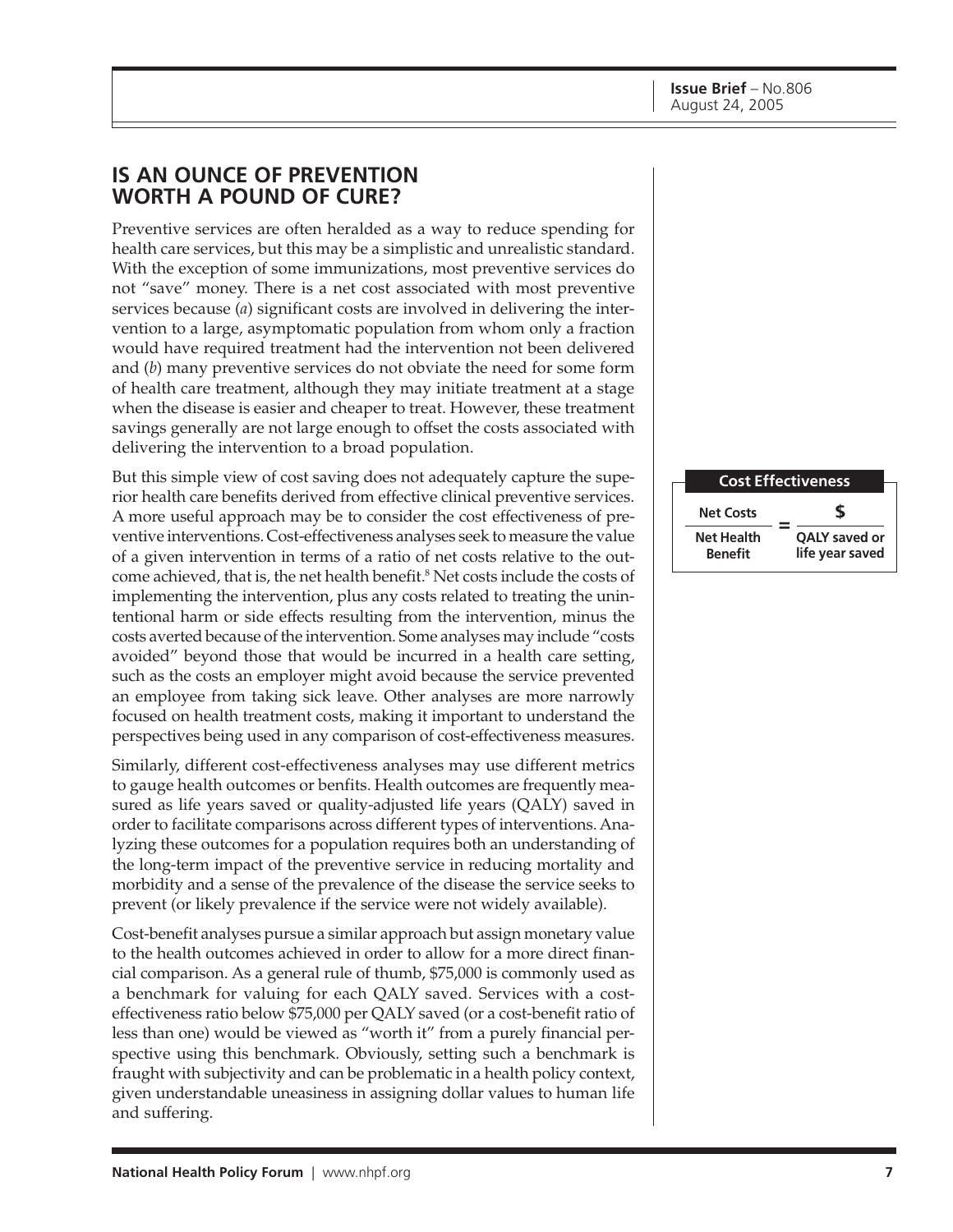## IS AN OUNCE OF PREVENTION WORTH A POUND OF CURE?

Preventive services are often heralded as a way to reduce spending for health care services, but this may be a simplistic and unrealistic standard. With the exception of some immunizations, most preventive services do not "save" money. There is a net cost associated with most preventive services because (*a*) significant costs are involved in delivering the intervention to a large, asymptomatic population from whom only a fraction would have required treatment had the intervention not been delivered and (*b*) many preventive services do not obviate the need for some form of health care treatment, although they may initiate treatment at a stage when the disease is easier and cheaper to treat. However, these treatment savings generally are not large enough to offset the costs associated with delivering the intervention to a broad population.

But this simple view of cost saving does not adequately capture the superior health care benefits derived from effective clinical preventive services. A more useful approach may be to consider the cost effectiveness of preventive interventions. Cost-effectiveness analyses seek to measure the value of a given intervention in terms of a ratio of net costs relative to the outcome achieved, that is, the net health benefit.[8] Net costs include the costs of implementing the intervention, plus any costs related to treating the unintentional harm or side effects resulting from the intervention, minus the costs averted because of the intervention. Some analyses may include "costs avoided" beyond those that would be incurred in a health care setting, such as the costs an employer might avoid because the service prevented an employee from taking sick leave. Other analyses are more narrowly focused on health treatment costs, making it important to understand the perspectives being used in any comparison of cost-effectiveness measures.

**Cost Effectiveness**

$$\frac{\text{Net Costs}}{\text{Net Health Benefit}} = \frac{\$}{\text{QALY saved or life year saved}}$$

Similarly, different cost-effectiveness analyses may use different metrics to gauge health outcomes or benfits. Health outcomes are frequently measured as life years saved or quality-adjusted life years (QALY) saved in order to facilitate comparisons across different types of interventions. Analyzing these outcomes for a population requires both an understanding of the long-term impact of the preventive service in reducing mortality and morbidity and a sense of the prevalence of the disease the service seeks to prevent (or likely prevalence if the service were not widely available).

Cost-benefit analyses pursue a similar approach but assign monetary value to the health outcomes achieved in order to allow for a more direct financial comparison. As a general rule of thumb, $75,000 is commonly used as a benchmark for valuing for each QALY saved. Services with a cost-effectiveness ratio below $75,000 per QALY saved (or a cost-benefit ratio of less than one) would be viewed as "worth it" from a purely financial perspective using this benchmark. Obviously, setting such a benchmark is fraught with subjectivity and can be problematic in a health policy context, given understandable uneasiness in assigning dollar values to human life and suffering.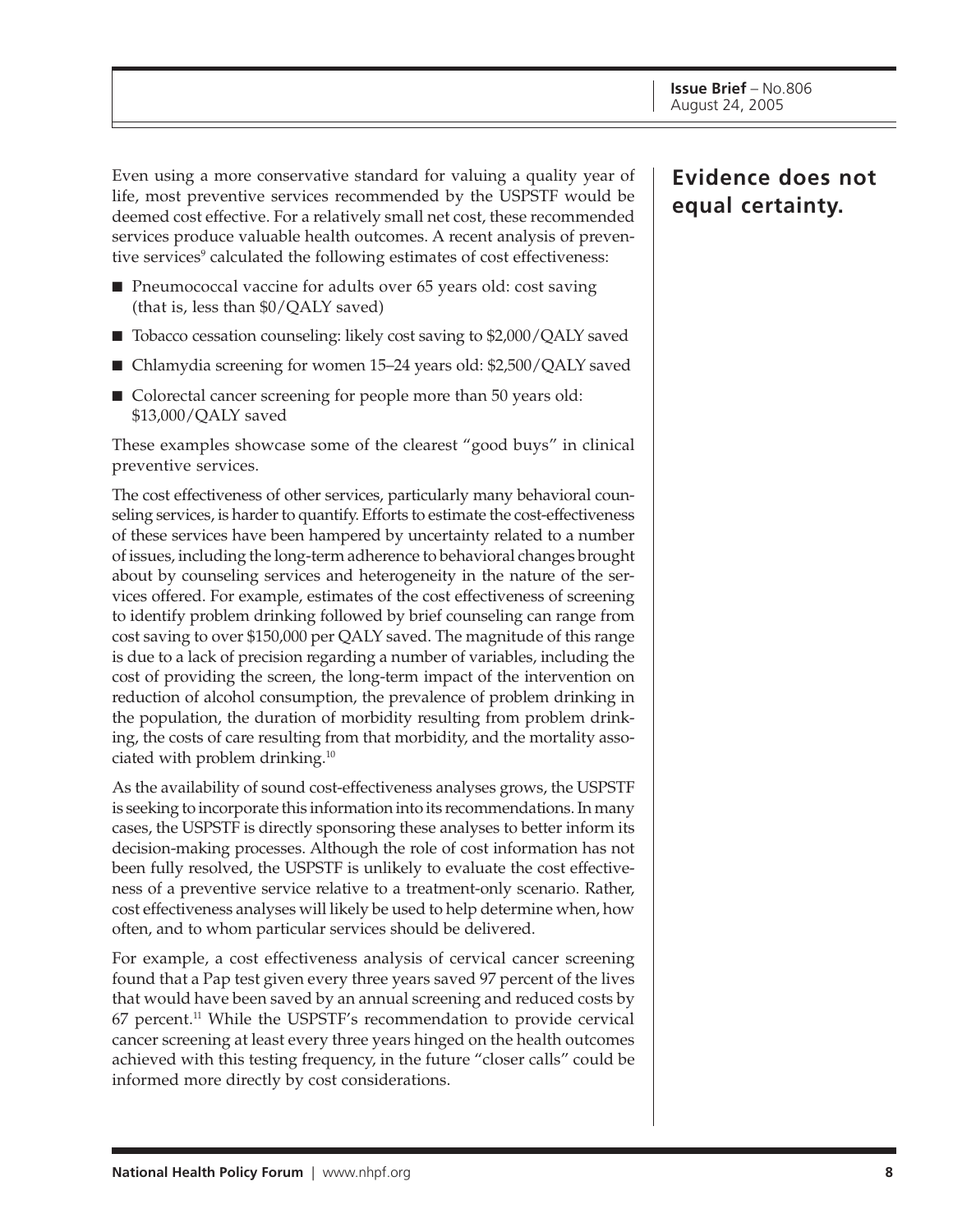Even using a more conservative standard for valuing a quality year of life, most preventive services recommended by the USPSTF would be deemed cost effective. For a relatively small net cost, these recommended services produce valuable health outcomes. A recent analysis of preventive services[9] calculated the following estimates of cost effectiveness:

- Pneumococcal vaccine for adults over 65 years old: cost saving (that is, less than $0/QALY saved)
- Tobacco cessation counseling: likely cost saving to $2,000/QALY saved
- Chlamydia screening for women 15–24 years old: $2,500/QALY saved
- Colorectal cancer screening for people more than 50 years old: $13,000/QALY saved

These examples showcase some of the clearest "good buys" in clinical preventive services.

**Evidence does not equal certainty.**

The cost effectiveness of other services, particularly many behavioral counseling services, is harder to quantify. Efforts to estimate the cost-effectiveness of these services have been hampered by uncertainty related to a number of issues, including the long-term adherence to behavioral changes brought about by counseling services and heterogeneity in the nature of the services offered. For example, estimates of the cost effectiveness of screening to identify problem drinking followed by brief counseling can range from cost saving to over $150,000 per QALY saved. The magnitude of this range is due to a lack of precision regarding a number of variables, including the cost of providing the screen, the long-term impact of the intervention on reduction of alcohol consumption, the prevalence of problem drinking in the population, the duration of morbidity resulting from problem drinking, the costs of care resulting from that morbidity, and the mortality associated with problem drinking.[10]

As the availability of sound cost-effectiveness analyses grows, the USPSTF is seeking to incorporate this information into its recommendations. In many cases, the USPSTF is directly sponsoring these analyses to better inform its decision-making processes. Although the role of cost information has not been fully resolved, the USPSTF is unlikely to evaluate the cost effectiveness of a preventive service relative to a treatment-only scenario. Rather, cost effectiveness analyses will likely be used to help determine when, how often, and to whom particular services should be delivered.

For example, a cost effectiveness analysis of cervical cancer screening found that a Pap test given every three years saved 97 percent of the lives that would have been saved by an annual screening and reduced costs by 67 percent.[11] While the USPSTF's recommendation to provide cervical cancer screening at least every three years hinged on the health outcomes achieved with this testing frequency, in the future "closer calls" could be informed more directly by cost considerations.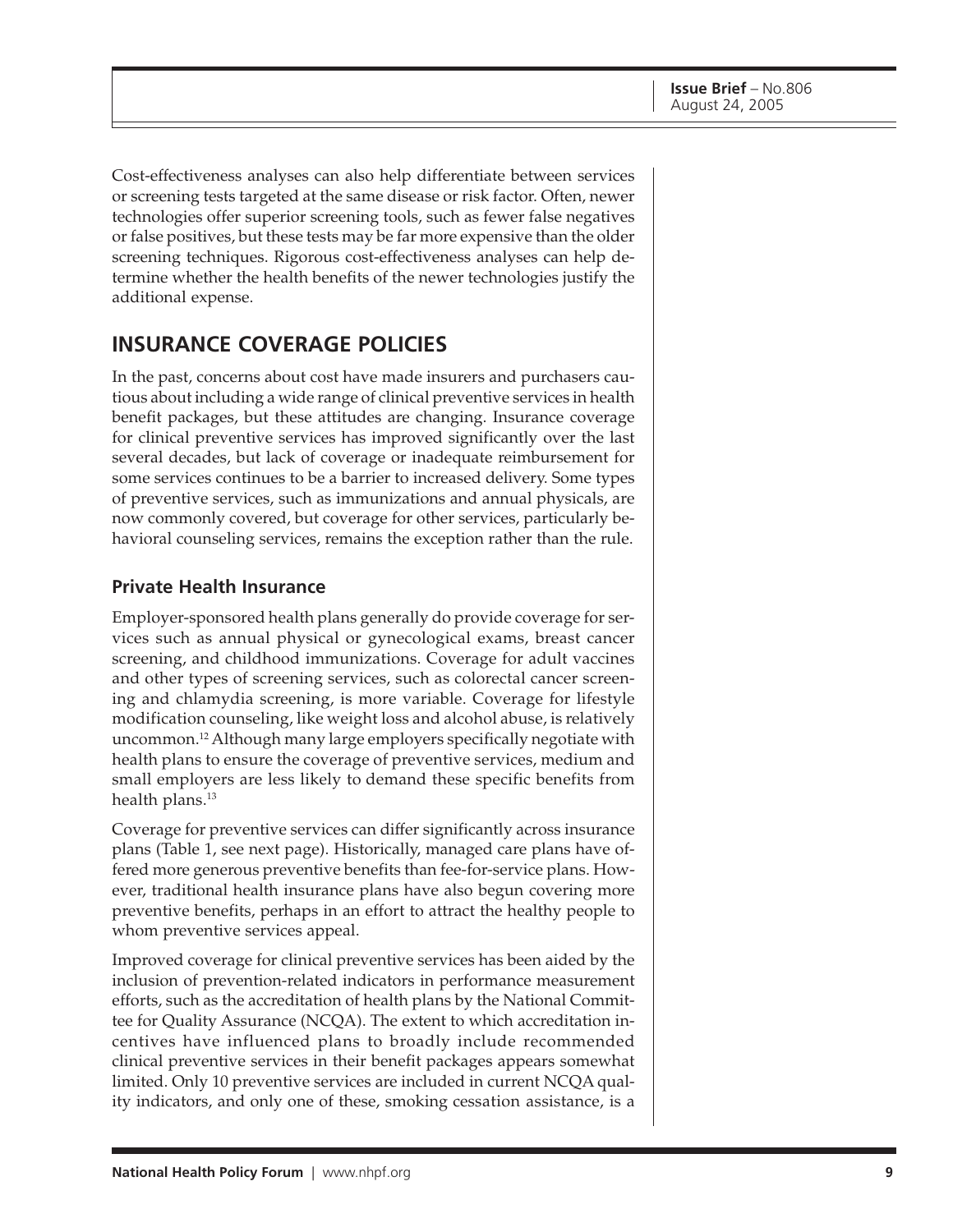Cost-effectiveness analyses can also help differentiate between services or screening tests targeted at the same disease or risk factor. Often, newer technologies offer superior screening tools, such as fewer false negatives or false positives, but these tests may be far more expensive than the older screening techniques. Rigorous cost-effectiveness analyses can help determine whether the health benefits of the newer technologies justify the additional expense.

## INSURANCE COVERAGE POLICIES

In the past, concerns about cost have made insurers and purchasers cautious about including a wide range of clinical preventive services in health benefit packages, but these attitudes are changing. Insurance coverage for clinical preventive services has improved significantly over the last several decades, but lack of coverage or inadequate reimbursement for some services continues to be a barrier to increased delivery. Some types of preventive services, such as immunizations and annual physicals, are now commonly covered, but coverage for other services, particularly behavioral counseling services, remains the exception rather than the rule.

### Private Health Insurance

Employer-sponsored health plans generally do provide coverage for services such as annual physical or gynecological exams, breast cancer screening, and childhood immunizations. Coverage for adult vaccines and other types of screening services, such as colorectal cancer screening and chlamydia screening, is more variable. Coverage for lifestyle modification counseling, like weight loss and alcohol abuse, is relatively uncommon.[12] Although many large employers specifically negotiate with health plans to ensure the coverage of preventive services, medium and small employers are less likely to demand these specific benefits from health plans.[13]

Coverage for preventive services can differ significantly across insurance plans (Table 1, see next page). Historically, managed care plans have offered more generous preventive benefits than fee-for-service plans. However, traditional health insurance plans have also begun covering more preventive benefits, perhaps in an effort to attract the healthy people to whom preventive services appeal.

Improved coverage for clinical preventive services has been aided by the inclusion of prevention-related indicators in performance measurement efforts, such as the accreditation of health plans by the National Committee for Quality Assurance (NCQA). The extent to which accreditation incentives have influenced plans to broadly include recommended clinical preventive services in their benefit packages appears somewhat limited. Only 10 preventive services are included in current NCQA quality indicators, and only one of these, smoking cessation assistance, is a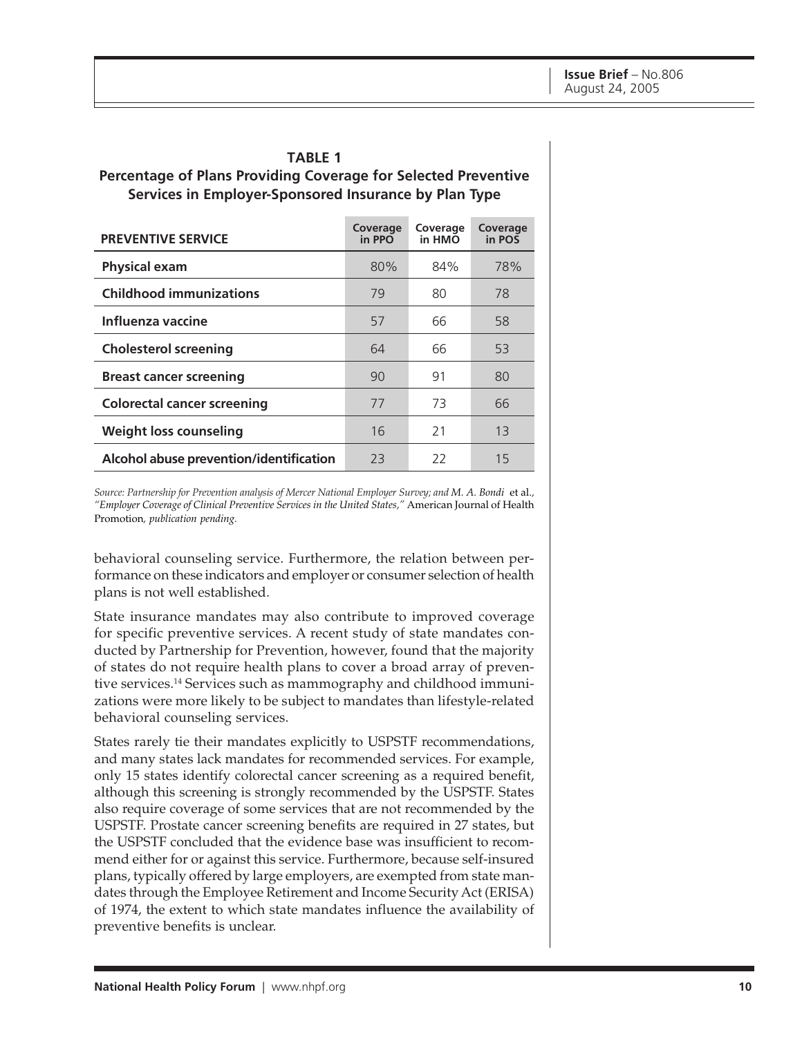**TABLE 1**
**Percentage of Plans Providing Coverage for Selected Preventive Services in Employer-Sponsored Insurance by Plan Type**

| PREVENTIVE SERVICE | Coverage in PPO | Coverage in HMO | Coverage in POS |
|---|---|---|---|
| **Physical exam** | 80% | 84% | 78% |
| **Childhood immunizations** | 79 | 80 | 78 |
| **Influenza vaccine** | 57 | 66 | 58 |
| **Cholesterol screening** | 64 | 66 | 53 |
| **Breast cancer screening** | 90 | 91 | 80 |
| **Colorectal cancer screening** | 77 | 73 | 66 |
| **Weight loss counseling** | 16 | 21 | 13 |
| **Alcohol abuse prevention/identification** | 23 | 22 | 15 |

*Source: Partnership for Prevention analysis of Mercer National Employer Survey; and M. A. Bondi* et al., *"Employer Coverage of Clinical Preventive Services in the United States,"* American Journal of Health Promotion, *publication pending.*

behavioral counseling service. Furthermore, the relation between performance on these indicators and employer or consumer selection of health plans is not well established.

State insurance mandates may also contribute to improved coverage for specific preventive services. A recent study of state mandates conducted by Partnership for Prevention, however, found that the majority of states do not require health plans to cover a broad array of preventive services.[14] Services such as mammography and childhood immunizations were more likely to be subject to mandates than lifestyle-related behavioral counseling services.

States rarely tie their mandates explicitly to USPSTF recommendations, and many states lack mandates for recommended services. For example, only 15 states identify colorectal cancer screening as a required benefit, although this screening is strongly recommended by the USPSTF. States also require coverage of some services that are not recommended by the USPSTF. Prostate cancer screening benefits are required in 27 states, but the USPSTF concluded that the evidence base was insufficient to recommend either for or against this service. Furthermore, because self-insured plans, typically offered by large employers, are exempted from state mandates through the Employee Retirement and Income Security Act (ERISA) of 1974, the extent to which state mandates influence the availability of preventive benefits is unclear.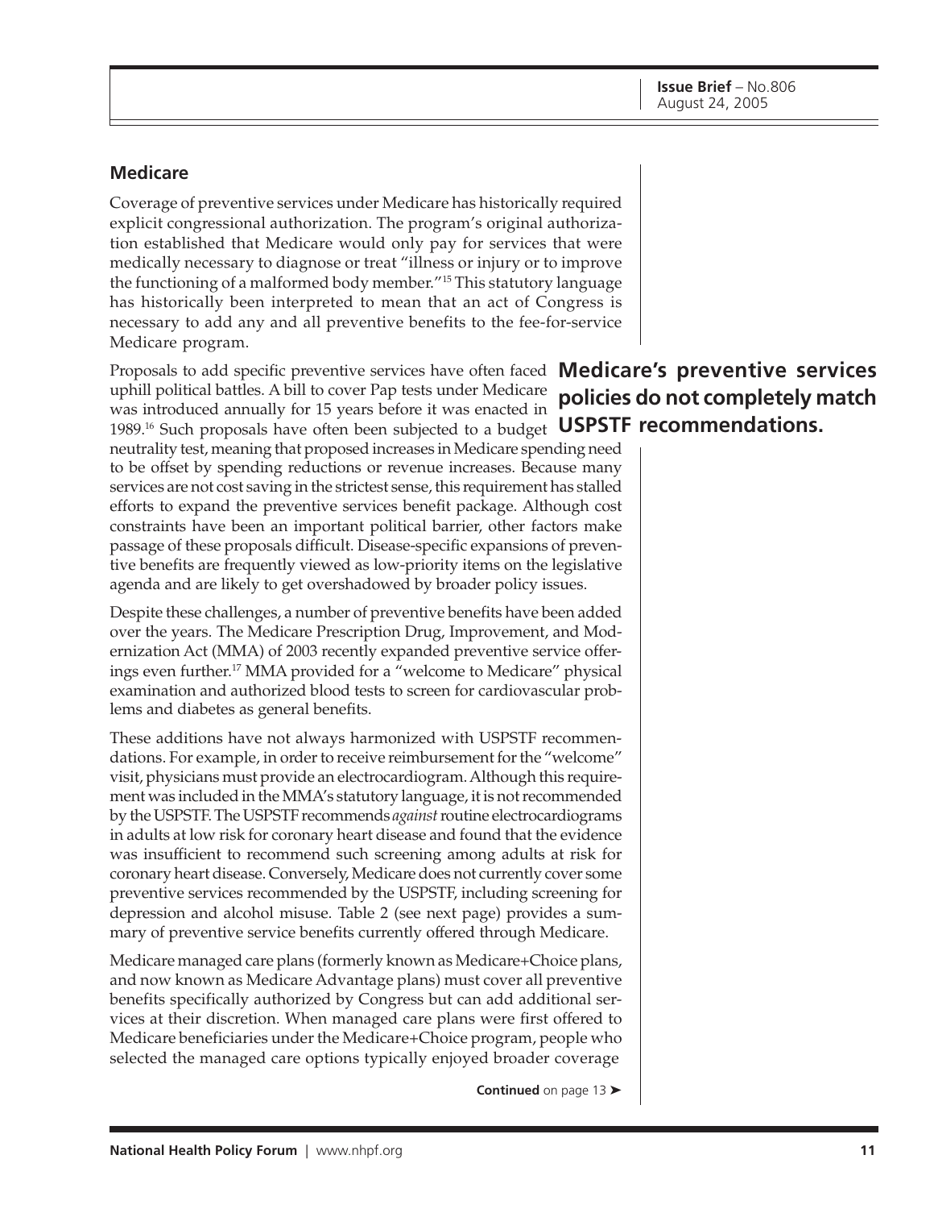## Medicare

Coverage of preventive services under Medicare has historically required explicit congressional authorization. The program's original authorization established that Medicare would only pay for services that were medically necessary to diagnose or treat "illness or injury or to improve the functioning of a malformed body member."[15] This statutory language has historically been interpreted to mean that an act of Congress is necessary to add any and all preventive benefits to the fee-for-service Medicare program.

**Medicare's preventive services policies do not completely match USPSTF recommendations.**

Proposals to add specific preventive services have often faced uphill political battles. A bill to cover Pap tests under Medicare was introduced annually for 15 years before it was enacted in 1989.[16] Such proposals have often been subjected to a budget neutrality test, meaning that proposed increases in Medicare spending need to be offset by spending reductions or revenue increases. Because many services are not cost saving in the strictest sense, this requirement has stalled efforts to expand the preventive services benefit package. Although cost constraints have been an important political barrier, other factors make passage of these proposals difficult. Disease-specific expansions of preventive benefits are frequently viewed as low-priority items on the legislative agenda and are likely to get overshadowed by broader policy issues.

Despite these challenges, a number of preventive benefits have been added over the years. The Medicare Prescription Drug, Improvement, and Modernization Act (MMA) of 2003 recently expanded preventive service offerings even further.[17] MMA provided for a "welcome to Medicare" physical examination and authorized blood tests to screen for cardiovascular problems and diabetes as general benefits.

These additions have not always harmonized with USPSTF recommendations. For example, in order to receive reimbursement for the "welcome" visit, physicians must provide an electrocardiogram. Although this requirement was included in the MMA's statutory language, it is not recommended by the USPSTF. The USPSTF recommends *against* routine electrocardiograms in adults at low risk for coronary heart disease and found that the evidence was insufficient to recommend such screening among adults at risk for coronary heart disease. Conversely, Medicare does not currently cover some preventive services recommended by the USPSTF, including screening for depression and alcohol misuse. Table 2 (see next page) provides a summary of preventive service benefits currently offered through Medicare.

Medicare managed care plans (formerly known as Medicare+Choice plans, and now known as Medicare Advantage plans) must cover all preventive benefits specifically authorized by Congress but can add additional services at their discretion. When managed care plans were first offered to Medicare beneficiaries under the Medicare+Choice program, people who selected the managed care options typically enjoyed broader coverage

**Continued** on page 13 ➤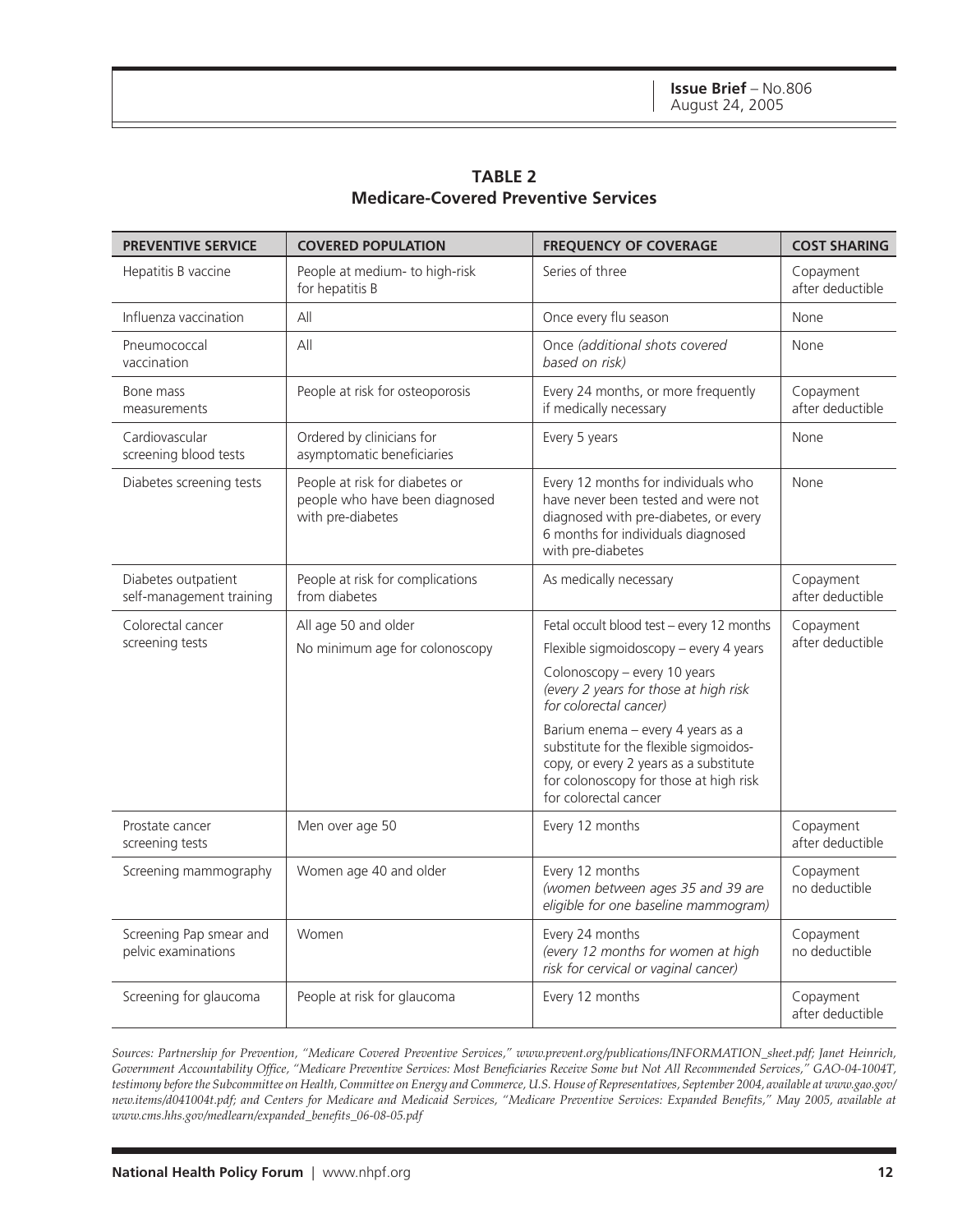**TABLE 2**
**Medicare-Covered Preventive Services**

| PREVENTIVE SERVICE | COVERED POPULATION | FREQUENCY OF COVERAGE | COST SHARING |
|---|---|---|---|
| Hepatitis B vaccine | People at medium- to high-risk for hepatitis B | Series of three | Copayment after deductible |
| Influenza vaccination | All | Once every flu season | None |
| Pneumococcal vaccination | All | Once *(additional shots covered based on risk)* | None |
| Bone mass measurements | People at risk for osteoporosis | Every 24 months, or more frequently if medically necessary | Copayment after deductible |
| Cardiovascular screening blood tests | Ordered by clinicians for asymptomatic beneficiaries | Every 5 years | None |
| Diabetes screening tests | People at risk for diabetes or people who have been diagnosed with pre-diabetes | Every 12 months for individuals who have never been tested and were not diagnosed with pre-diabetes, or every 6 months for individuals diagnosed with pre-diabetes | None |
| Diabetes outpatient self-management training | People at risk for complications from diabetes | As medically necessary | Copayment after deductible |
| Colorectal cancer screening tests | All age 50 and older<br>No minimum age for colonoscopy | Fetal occult blood test – every 12 months<br>Flexible sigmoidoscopy – every 4 years<br>Colonoscopy – every 10 years *(every 2 years for those at high risk for colorectal cancer)*<br>Barium enema – every 4 years as a substitute for the flexible sigmoidoscopy, or every 2 years as a substitute for colonoscopy for those at high risk for colorectal cancer | Copayment after deductible |
| Prostate cancer screening tests | Men over age 50 | Every 12 months | Copayment after deductible |
| Screening mammography | Women age 40 and older | Every 12 months *(women between ages 35 and 39 are eligible for one baseline mammogram)* | Copayment no deductible |
| Screening Pap smear and pelvic examinations | Women | Every 24 months *(every 12 months for women at high risk for cervical or vaginal cancer)* | Copayment no deductible |
| Screening for glaucoma | People at risk for glaucoma | Every 12 months | Copayment after deductible |

*Sources: Partnership for Prevention, "Medicare Covered Preventive Services," www.prevent.org/publications/INFORMATION_sheet.pdf; Janet Heinrich, Government Accountability Office, "Medicare Preventive Services: Most Beneficiaries Receive Some but Not All Recommended Services," GAO-04-1004T, testimony before the Subcommittee on Health, Committee on Energy and Commerce, U.S. House of Representatives, September 2004, available at www.gao.gov/new.items/d041004t.pdf; and Centers for Medicare and Medicaid Services, "Medicare Preventive Services: Expanded Benefits," May 2005, available at www.cms.hhs.gov/medlearn/expanded_benefits_06-08-05.pdf*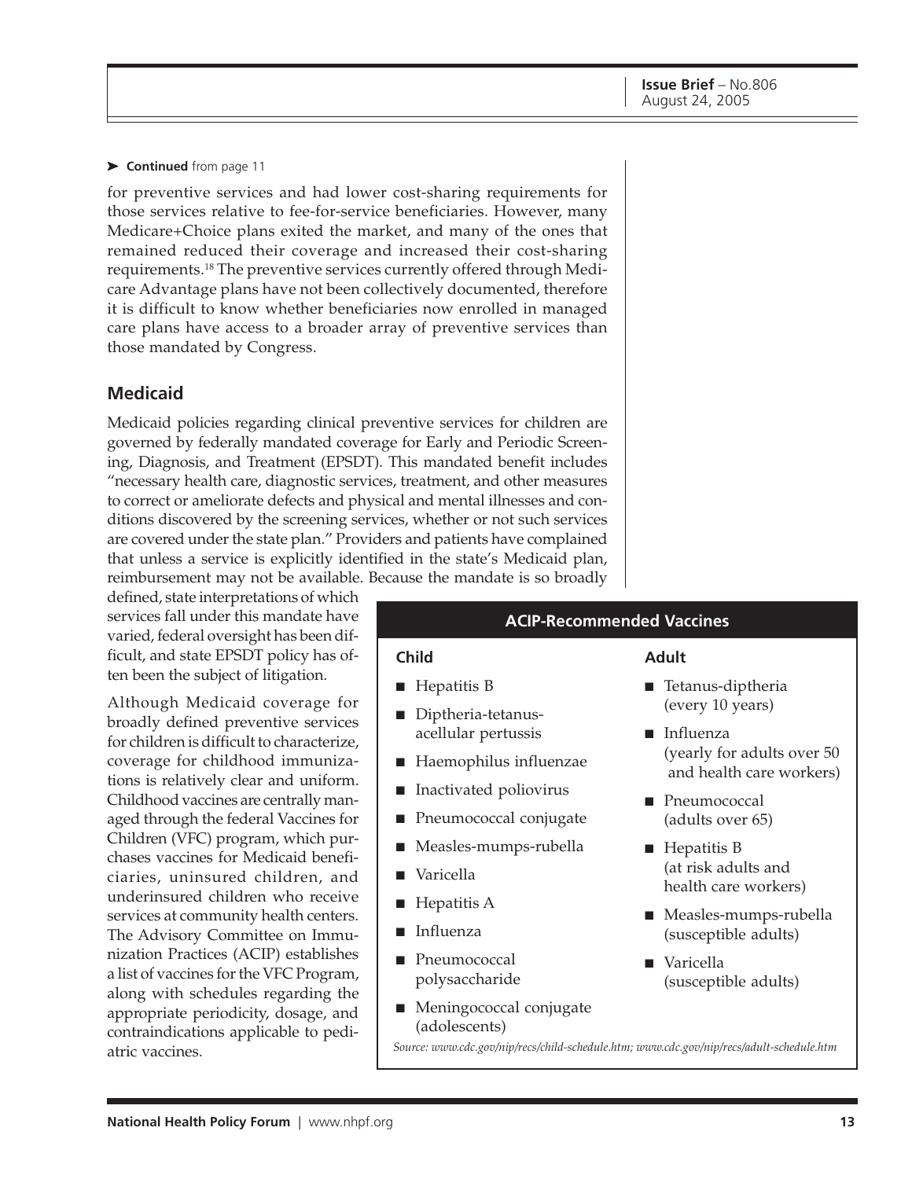➤ **Continued** from page 11

for preventive services and had lower cost-sharing requirements for those services relative to fee-for-service beneficiaries. However, many Medicare+Choice plans exited the market, and many of the ones that remained reduced their coverage and increased their cost-sharing requirements.[18] The preventive services currently offered through Medicare Advantage plans have not been collectively documented, therefore it is difficult to know whether beneficiaries now enrolled in managed care plans have access to a broader array of preventive services than those mandated by Congress.

## Medicaid

Medicaid policies regarding clinical preventive services for children are governed by federally mandated coverage for Early and Periodic Screening, Diagnosis, and Treatment (EPSDT). This mandated benefit includes "necessary health care, diagnostic services, treatment, and other measures to correct or ameliorate defects and physical and mental illnesses and conditions discovered by the screening services, whether or not such services are covered under the state plan." Providers and patients have complained that unless a service is explicitly identified in the state's Medicaid plan, reimbursement may not be available. Because the mandate is so broadly defined, state interpretations of which services fall under this mandate have varied, federal oversight has been difficult, and state EPSDT policy has often been the subject of litigation.

Although Medicaid coverage for broadly defined preventive services for children is difficult to characterize, coverage for childhood immunizations is relatively clear and uniform. Childhood vaccines are centrally managed through the federal Vaccines for Children (VFC) program, which purchases vaccines for Medicaid beneficiaries, uninsured children, and underinsured children who receive services at community health centers. The Advisory Committee on Immunization Practices (ACIP) establishes a list of vaccines for the VFC Program, along with schedules regarding the appropriate periodicity, dosage, and contraindications applicable to pediatric vaccines.

### ACIP-Recommended Vaccines

**Child**

- Hepatitis B
- Diptheria-tetanus-acellular pertussis
- Haemophilus influenzae
- Inactivated poliovirus
- Pneumococcal conjugate
- Measles-mumps-rubella
- Varicella
- Hepatitis A
- Influenza
- Pneumococcal polysaccharide
- Meningococcal conjugate (adolescents)

**Adult**

- Tetanus-diptheria (every 10 years)
- Influenza (yearly for adults over 50 and health care workers)
- Pneumococcal (adults over 65)
- Hepatitis B (at risk adults and health care workers)
- Measles-mumps-rubella (susceptible adults)
- Varicella (susceptible adults)

*Source: www.cdc.gov/nip/recs/child-schedule.htm; www.cdc.gov/nip/recs/adult-schedule.htm*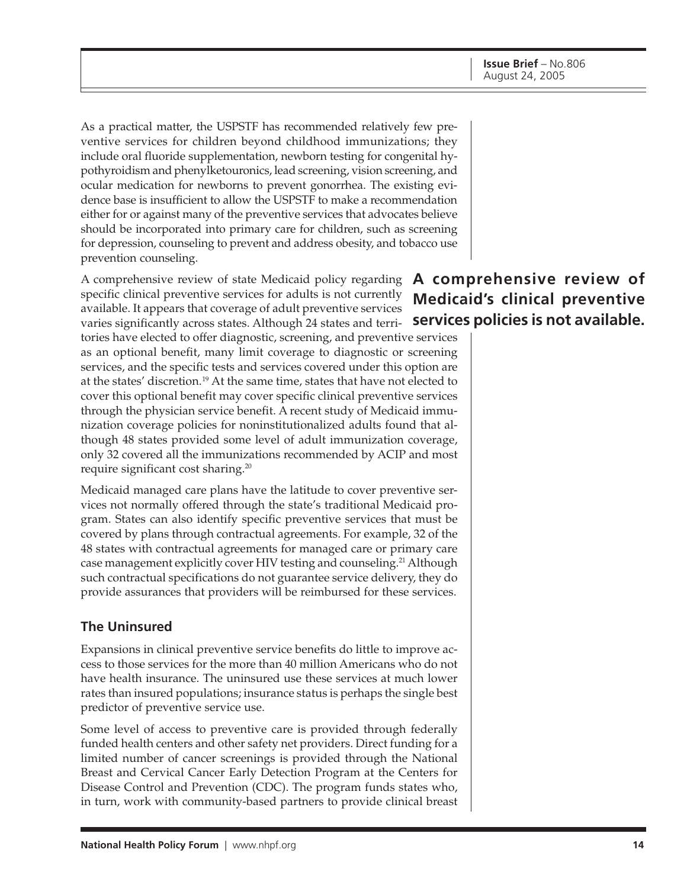As a practical matter, the USPSTF has recommended relatively few preventive services for children beyond childhood immunizations; they include oral fluoride supplementation, newborn testing for congenital hypothyroidism and phenylketouronics, lead screening, vision screening, and ocular medication for newborns to prevent gonorrhea. The existing evidence base is insufficient to allow the USPSTF to make a recommendation either for or against many of the preventive services that advocates believe should be incorporated into primary care for children, such as screening for depression, counseling to prevent and address obesity, and tobacco use prevention counseling.

**A comprehensive review of Medicaid's clinical preventive services policies is not available.**

A comprehensive review of state Medicaid policy regarding specific clinical preventive services for adults is not currently available. It appears that coverage of adult preventive services varies significantly across states. Although 24 states and territories have elected to offer diagnostic, screening, and preventive services as an optional benefit, many limit coverage to diagnostic or screening services, and the specific tests and services covered under this option are at the states' discretion.[19] At the same time, states that have not elected to cover this optional benefit may cover specific clinical preventive services through the physician service benefit. A recent study of Medicaid immunization coverage policies for noninstitutionalized adults found that although 48 states provided some level of adult immunization coverage, only 32 covered all the immunizations recommended by ACIP and most require significant cost sharing.[20]

Medicaid managed care plans have the latitude to cover preventive services not normally offered through the state's traditional Medicaid program. States can also identify specific preventive services that must be covered by plans through contractual agreements. For example, 32 of the 48 states with contractual agreements for managed care or primary care case management explicitly cover HIV testing and counseling.[21] Although such contractual specifications do not guarantee service delivery, they do provide assurances that providers will be reimbursed for these services.

## The Uninsured

Expansions in clinical preventive service benefits do little to improve access to those services for the more than 40 million Americans who do not have health insurance. The uninsured use these services at much lower rates than insured populations; insurance status is perhaps the single best predictor of preventive service use.

Some level of access to preventive care is provided through federally funded health centers and other safety net providers. Direct funding for a limited number of cancer screenings is provided through the National Breast and Cervical Cancer Early Detection Program at the Centers for Disease Control and Prevention (CDC). The program funds states who, in turn, work with community-based partners to provide clinical breast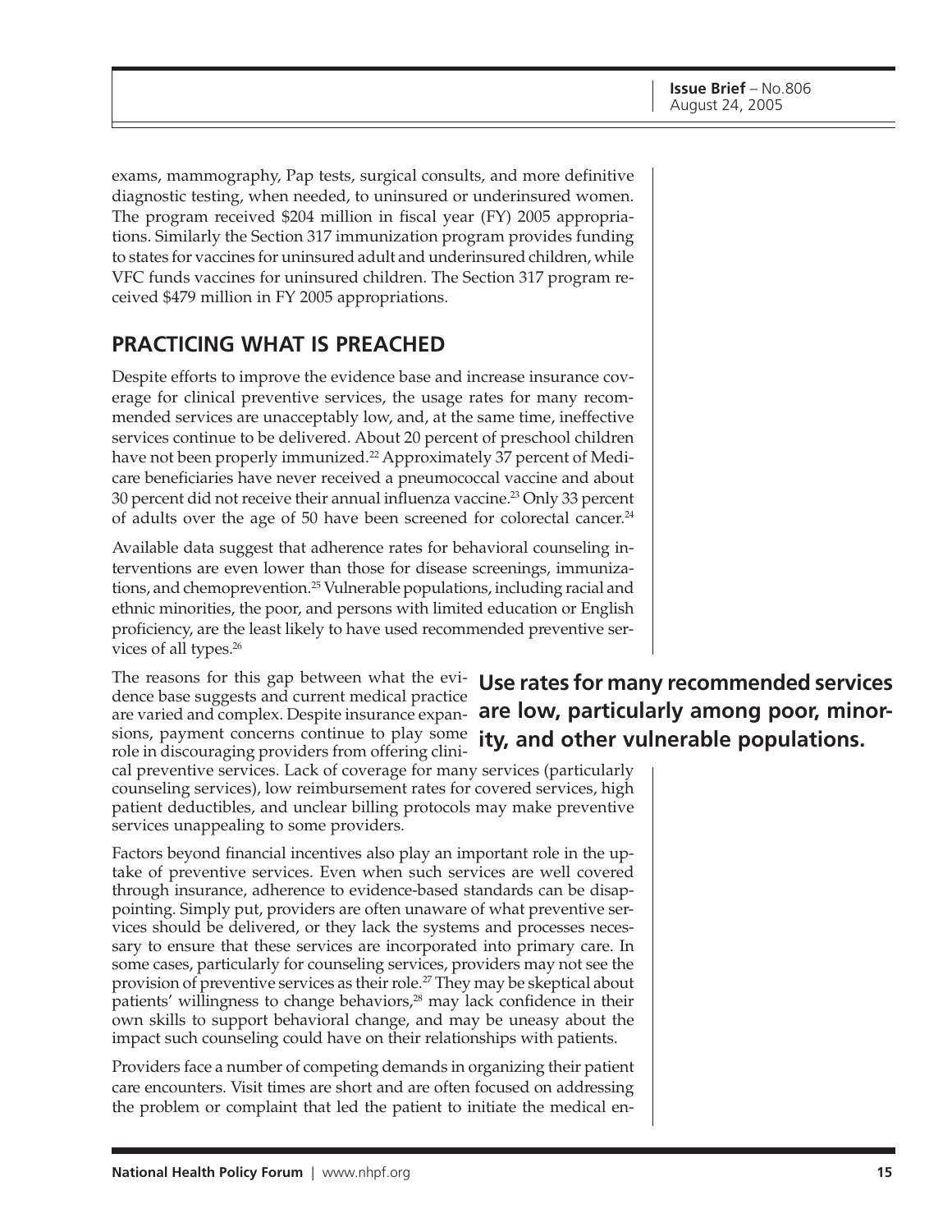exams, mammography, Pap tests, surgical consults, and more definitive diagnostic testing, when needed, to uninsured or underinsured women. The program received $204 million in fiscal year (FY) 2005 appropriations. Similarly the Section 317 immunization program provides funding to states for vaccines for uninsured adult and underinsured children, while VFC funds vaccines for uninsured children. The Section 317 program received $479 million in FY 2005 appropriations.

## PRACTICING WHAT IS PREACHED

Despite efforts to improve the evidence base and increase insurance coverage for clinical preventive services, the usage rates for many recommended services are unacceptably low, and, at the same time, ineffective services continue to be delivered. About 20 percent of preschool children have not been properly immunized.[22] Approximately 37 percent of Medicare beneficiaries have never received a pneumococcal vaccine and about 30 percent did not receive their annual influenza vaccine.[23] Only 33 percent of adults over the age of 50 have been screened for colorectal cancer.[24]

Available data suggest that adherence rates for behavioral counseling interventions are even lower than those for disease screenings, immunizations, and chemoprevention.[25] Vulnerable populations, including racial and ethnic minorities, the poor, and persons with limited education or English proficiency, are the least likely to have used recommended preventive services of all types.[26]

**Use rates for many recommended services are low, particularly among poor, minority, and other vulnerable populations.**

The reasons for this gap between what the evidence base suggests and current medical practice are varied and complex. Despite insurance expansions, payment concerns continue to play some role in discouraging providers from offering clinical preventive services. Lack of coverage for many services (particularly counseling services), low reimbursement rates for covered services, high patient deductibles, and unclear billing protocols may make preventive services unappealing to some providers.

Factors beyond financial incentives also play an important role in the uptake of preventive services. Even when such services are well covered through insurance, adherence to evidence-based standards can be disappointing. Simply put, providers are often unaware of what preventive services should be delivered, or they lack the systems and processes necessary to ensure that these services are incorporated into primary care. In some cases, particularly for counseling services, providers may not see the provision of preventive services as their role.[27] They may be skeptical about patients' willingness to change behaviors,[28] may lack confidence in their own skills to support behavioral change, and may be uneasy about the impact such counseling could have on their relationships with patients.

Providers face a number of competing demands in organizing their patient care encounters. Visit times are short and are often focused on addressing the problem or complaint that led the patient to initiate the medical en-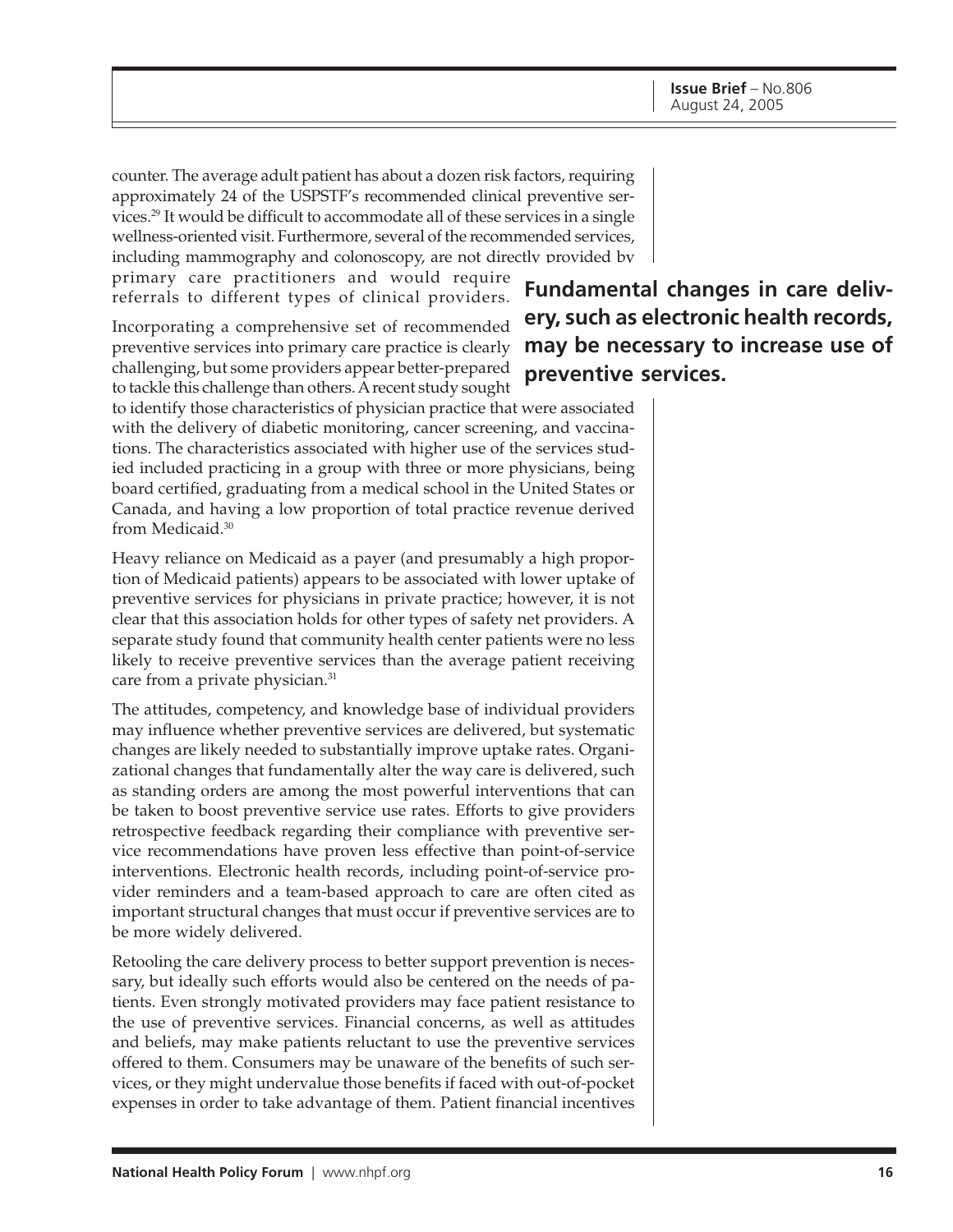counter. The average adult patient has about a dozen risk factors, requiring approximately 24 of the USPSTF's recommended clinical preventive services.[29] It would be difficult to accommodate all of these services in a single wellness-oriented visit. Furthermore, several of the recommended services, including mammography and colonoscopy, are not directly provided by primary care practitioners and would require referrals to different types of clinical providers.

**Fundamental changes in care delivery, such as electronic health records, may be necessary to increase use of preventive services.**

Incorporating a comprehensive set of recommended preventive services into primary care practice is clearly challenging, but some providers appear better-prepared to tackle this challenge than others. A recent study sought to identify those characteristics of physician practice that were associated with the delivery of diabetic monitoring, cancer screening, and vaccinations. The characteristics associated with higher use of the services studied included practicing in a group with three or more physicians, being board certified, graduating from a medical school in the United States or Canada, and having a low proportion of total practice revenue derived from Medicaid.[30]

Heavy reliance on Medicaid as a payer (and presumably a high proportion of Medicaid patients) appears to be associated with lower uptake of preventive services for physicians in private practice; however, it is not clear that this association holds for other types of safety net providers. A separate study found that community health center patients were no less likely to receive preventive services than the average patient receiving care from a private physician.[31]

The attitudes, competency, and knowledge base of individual providers may influence whether preventive services are delivered, but systematic changes are likely needed to substantially improve uptake rates. Organizational changes that fundamentally alter the way care is delivered, such as standing orders are among the most powerful interventions that can be taken to boost preventive service use rates. Efforts to give providers retrospective feedback regarding their compliance with preventive service recommendations have proven less effective than point-of-service interventions. Electronic health records, including point-of-service provider reminders and a team-based approach to care are often cited as important structural changes that must occur if preventive services are to be more widely delivered.

Retooling the care delivery process to better support prevention is necessary, but ideally such efforts would also be centered on the needs of patients. Even strongly motivated providers may face patient resistance to the use of preventive services. Financial concerns, as well as attitudes and beliefs, may make patients reluctant to use the preventive services offered to them. Consumers may be unaware of the benefits of such services, or they might undervalue those benefits if faced with out-of-pocket expenses in order to take advantage of them. Patient financial incentives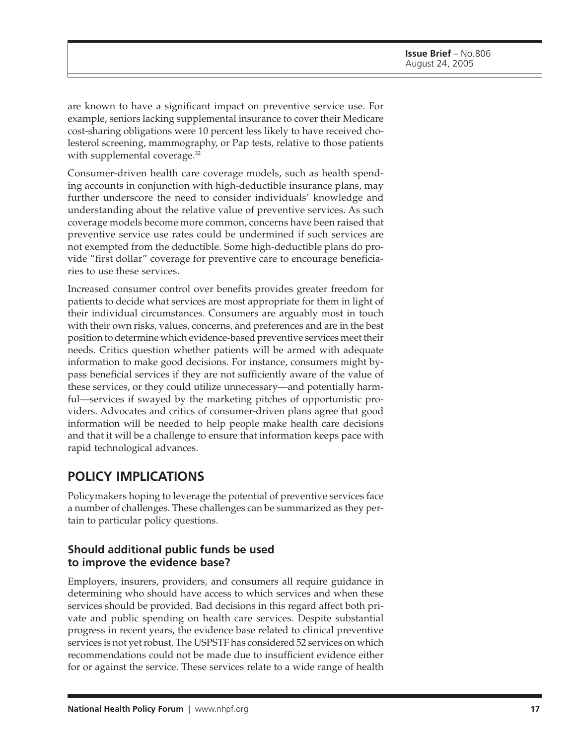are known to have a significant impact on preventive service use. For example, seniors lacking supplemental insurance to cover their Medicare cost-sharing obligations were 10 percent less likely to have received cholesterol screening, mammography, or Pap tests, relative to those patients with supplemental coverage.[32]

Consumer-driven health care coverage models, such as health spending accounts in conjunction with high-deductible insurance plans, may further underscore the need to consider individuals' knowledge and understanding about the relative value of preventive services. As such coverage models become more common, concerns have been raised that preventive service use rates could be undermined if such services are not exempted from the deductible. Some high-deductible plans do provide "first dollar" coverage for preventive care to encourage beneficiaries to use these services.

Increased consumer control over benefits provides greater freedom for patients to decide what services are most appropriate for them in light of their individual circumstances. Consumers are arguably most in touch with their own risks, values, concerns, and preferences and are in the best position to determine which evidence-based preventive services meet their needs. Critics question whether patients will be armed with adequate information to make good decisions. For instance, consumers might bypass beneficial services if they are not sufficiently aware of the value of these services, or they could utilize unnecessary—and potentially harmful—services if swayed by the marketing pitches of opportunistic providers. Advocates and critics of consumer-driven plans agree that good information will be needed to help people make health care decisions and that it will be a challenge to ensure that information keeps pace with rapid technological advances.

## POLICY IMPLICATIONS

Policymakers hoping to leverage the potential of preventive services face a number of challenges. These challenges can be summarized as they pertain to particular policy questions.

### Should additional public funds be used to improve the evidence base?

Employers, insurers, providers, and consumers all require guidance in determining who should have access to which services and when these services should be provided. Bad decisions in this regard affect both private and public spending on health care services. Despite substantial progress in recent years, the evidence base related to clinical preventive services is not yet robust. The USPSTF has considered 52 services on which recommendations could not be made due to insufficient evidence either for or against the service. These services relate to a wide range of health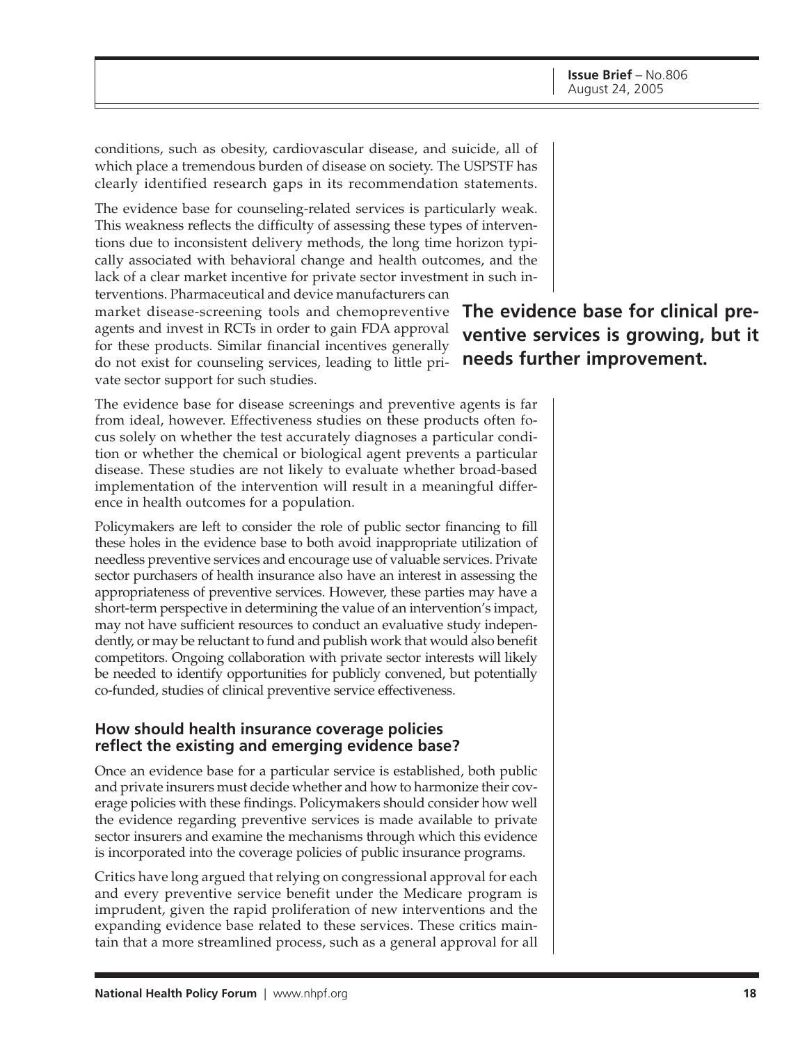conditions, such as obesity, cardiovascular disease, and suicide, all of which place a tremendous burden of disease on society. The USPSTF has clearly identified research gaps in its recommendation statements.

The evidence base for counseling-related services is particularly weak. This weakness reflects the difficulty of assessing these types of interventions due to inconsistent delivery methods, the long time horizon typically associated with behavioral change and health outcomes, and the lack of a clear market incentive for private sector investment in such interventions. Pharmaceutical and device manufacturers can market disease-screening tools and chemopreventive agents and invest in RCTs in order to gain FDA approval for these products. Similar financial incentives generally do not exist for counseling services, leading to little private sector support for such studies.

**The evidence base for clinical preventive services is growing, but it needs further improvement.**

The evidence base for disease screenings and preventive agents is far from ideal, however. Effectiveness studies on these products often focus solely on whether the test accurately diagnoses a particular condition or whether the chemical or biological agent prevents a particular disease. These studies are not likely to evaluate whether broad-based implementation of the intervention will result in a meaningful difference in health outcomes for a population.

Policymakers are left to consider the role of public sector financing to fill these holes in the evidence base to both avoid inappropriate utilization of needless preventive services and encourage use of valuable services. Private sector purchasers of health insurance also have an interest in assessing the appropriateness of preventive services. However, these parties may have a short-term perspective in determining the value of an intervention's impact, may not have sufficient resources to conduct an evaluative study independently, or may be reluctant to fund and publish work that would also benefit competitors. Ongoing collaboration with private sector interests will likely be needed to identify opportunities for publicly convened, but potentially co-funded, studies of clinical preventive service effectiveness.

### How should health insurance coverage policies reflect the existing and emerging evidence base?

Once an evidence base for a particular service is established, both public and private insurers must decide whether and how to harmonize their coverage policies with these findings. Policymakers should consider how well the evidence regarding preventive services is made available to private sector insurers and examine the mechanisms through which this evidence is incorporated into the coverage policies of public insurance programs.

Critics have long argued that relying on congressional approval for each and every preventive service benefit under the Medicare program is imprudent, given the rapid proliferation of new interventions and the expanding evidence base related to these services. These critics maintain that a more streamlined process, such as a general approval for all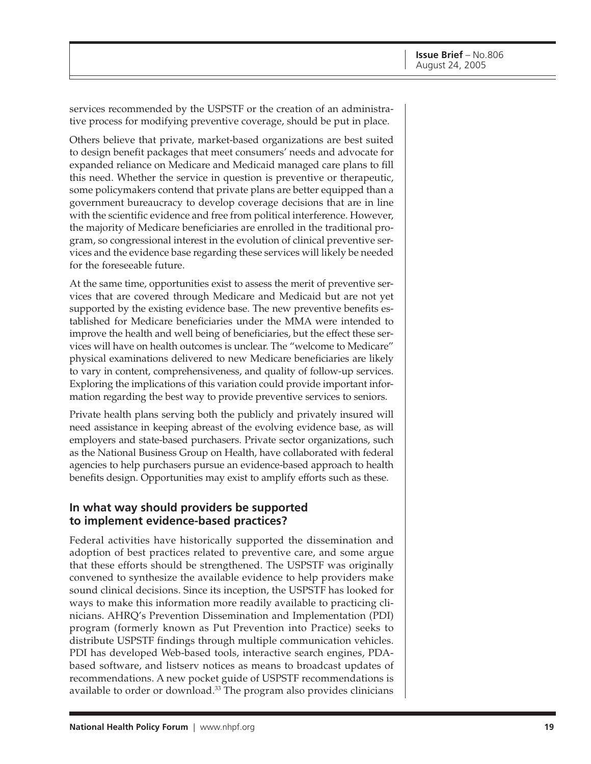services recommended by the USPSTF or the creation of an administrative process for modifying preventive coverage, should be put in place.

Others believe that private, market-based organizations are best suited to design benefit packages that meet consumers' needs and advocate for expanded reliance on Medicare and Medicaid managed care plans to fill this need. Whether the service in question is preventive or therapeutic, some policymakers contend that private plans are better equipped than a government bureaucracy to develop coverage decisions that are in line with the scientific evidence and free from political interference. However, the majority of Medicare beneficiaries are enrolled in the traditional program, so congressional interest in the evolution of clinical preventive services and the evidence base regarding these services will likely be needed for the foreseeable future.

At the same time, opportunities exist to assess the merit of preventive services that are covered through Medicare and Medicaid but are not yet supported by the existing evidence base. The new preventive benefits established for Medicare beneficiaries under the MMA were intended to improve the health and well being of beneficiaries, but the effect these services will have on health outcomes is unclear. The "welcome to Medicare" physical examinations delivered to new Medicare beneficiaries are likely to vary in content, comprehensiveness, and quality of follow-up services. Exploring the implications of this variation could provide important information regarding the best way to provide preventive services to seniors.

Private health plans serving both the publicly and privately insured will need assistance in keeping abreast of the evolving evidence base, as will employers and state-based purchasers. Private sector organizations, such as the National Business Group on Health, have collaborated with federal agencies to help purchasers pursue an evidence-based approach to health benefits design. Opportunities may exist to amplify efforts such as these.

### In what way should providers be supported to implement evidence-based practices?

Federal activities have historically supported the dissemination and adoption of best practices related to preventive care, and some argue that these efforts should be strengthened. The USPSTF was originally convened to synthesize the available evidence to help providers make sound clinical decisions. Since its inception, the USPSTF has looked for ways to make this information more readily available to practicing clinicians. AHRQ's Prevention Dissemination and Implementation (PDI) program (formerly known as Put Prevention into Practice) seeks to distribute USPSTF findings through multiple communication vehicles. PDI has developed Web-based tools, interactive search engines, PDA-based software, and listserv notices as means to broadcast updates of recommendations. A new pocket guide of USPSTF recommendations is available to order or download.[33] The program also provides clinicians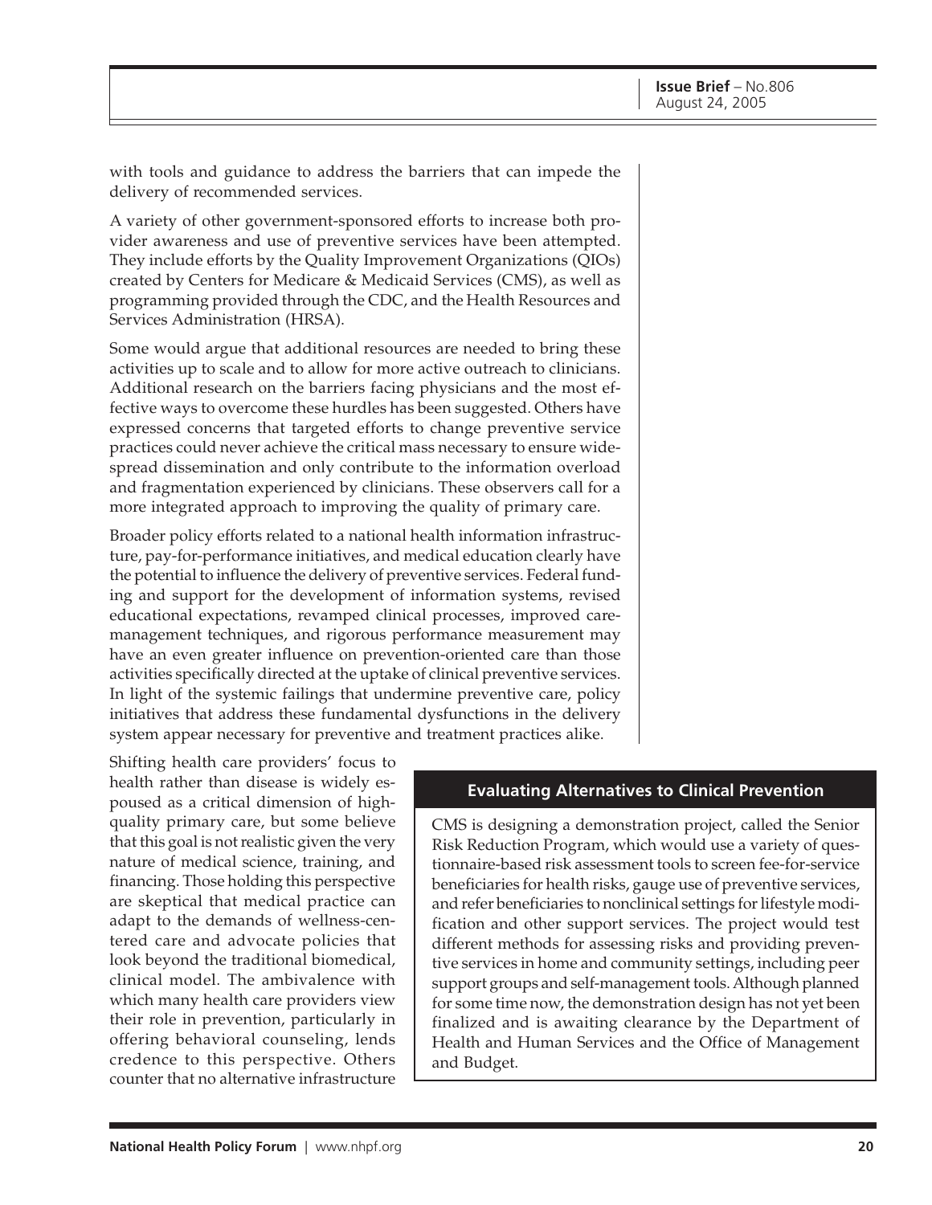with tools and guidance to address the barriers that can impede the delivery of recommended services.

A variety of other government-sponsored efforts to increase both provider awareness and use of preventive services have been attempted. They include efforts by the Quality Improvement Organizations (QIOs) created by Centers for Medicare & Medicaid Services (CMS), as well as programming provided through the CDC, and the Health Resources and Services Administration (HRSA).

Some would argue that additional resources are needed to bring these activities up to scale and to allow for more active outreach to clinicians. Additional research on the barriers facing physicians and the most effective ways to overcome these hurdles has been suggested. Others have expressed concerns that targeted efforts to change preventive service practices could never achieve the critical mass necessary to ensure widespread dissemination and only contribute to the information overload and fragmentation experienced by clinicians. These observers call for a more integrated approach to improving the quality of primary care.

Broader policy efforts related to a national health information infrastructure, pay-for-performance initiatives, and medical education clearly have the potential to influence the delivery of preventive services. Federal funding and support for the development of information systems, revised educational expectations, revamped clinical processes, improved care-management techniques, and rigorous performance measurement may have an even greater influence on prevention-oriented care than those activities specifically directed at the uptake of clinical preventive services. In light of the systemic failings that undermine preventive care, policy initiatives that address these fundamental dysfunctions in the delivery system appear necessary for preventive and treatment practices alike.

Shifting health care providers' focus to health rather than disease is widely espoused as a critical dimension of high-quality primary care, but some believe that this goal is not realistic given the very nature of medical science, training, and financing. Those holding this perspective are skeptical that medical practice can adapt to the demands of wellness-centered care and advocate policies that look beyond the traditional biomedical, clinical model. The ambivalence with which many health care providers view their role in prevention, particularly in offering behavioral counseling, lends credence to this perspective. Others counter that no alternative infrastructure

### Evaluating Alternatives to Clinical Prevention

CMS is designing a demonstration project, called the Senior Risk Reduction Program, which would use a variety of questionnaire-based risk assessment tools to screen fee-for-service beneficiaries for health risks, gauge use of preventive services, and refer beneficiaries to nonclinical settings for lifestyle modification and other support services. The project would test different methods for assessing risks and providing preventive services in home and community settings, including peer support groups and self-management tools. Although planned for some time now, the demonstration design has not yet been finalized and is awaiting clearance by the Department of Health and Human Services and the Office of Management and Budget.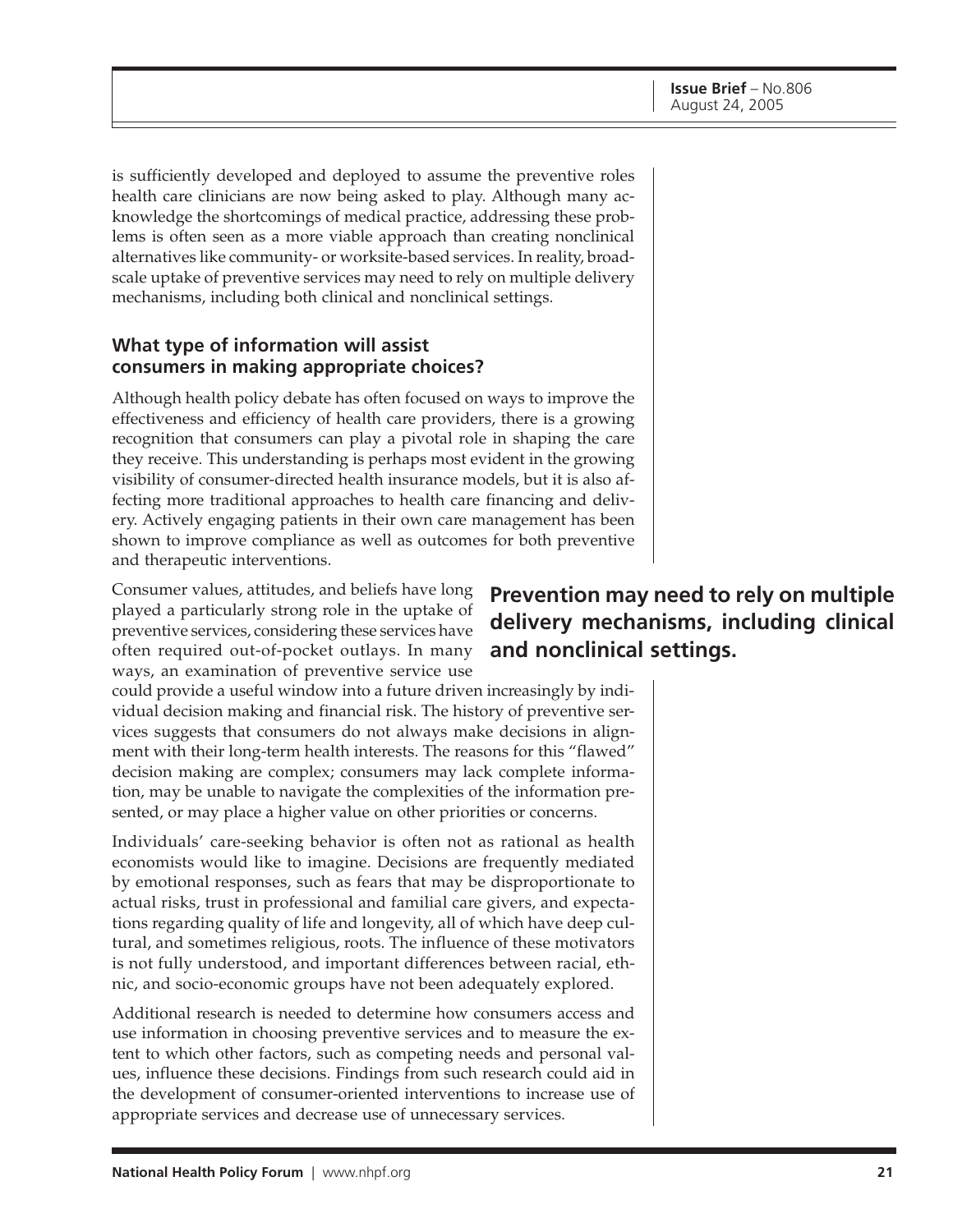is sufficiently developed and deployed to assume the preventive roles health care clinicians are now being asked to play. Although many acknowledge the shortcomings of medical practice, addressing these problems is often seen as a more viable approach than creating nonclinical alternatives like community- or worksite-based services. In reality, broad-scale uptake of preventive services may need to rely on multiple delivery mechanisms, including both clinical and nonclinical settings.

### What type of information will assist consumers in making appropriate choices?

Although health policy debate has often focused on ways to improve the effectiveness and efficiency of health care providers, there is a growing recognition that consumers can play a pivotal role in shaping the care they receive. This understanding is perhaps most evident in the growing visibility of consumer-directed health insurance models, but it is also affecting more traditional approaches to health care financing and delivery. Actively engaging patients in their own care management has been shown to improve compliance as well as outcomes for both preventive and therapeutic interventions.

**Prevention may need to rely on multiple delivery mechanisms, including clinical and nonclinical settings.**

Consumer values, attitudes, and beliefs have long played a particularly strong role in the uptake of preventive services, considering these services have often required out-of-pocket outlays. In many ways, an examination of preventive service use could provide a useful window into a future driven increasingly by individual decision making and financial risk. The history of preventive services suggests that consumers do not always make decisions in alignment with their long-term health interests. The reasons for this "flawed" decision making are complex; consumers may lack complete information, may be unable to navigate the complexities of the information presented, or may place a higher value on other priorities or concerns.

Individuals' care-seeking behavior is often not as rational as health economists would like to imagine. Decisions are frequently mediated by emotional responses, such as fears that may be disproportionate to actual risks, trust in professional and familial care givers, and expectations regarding quality of life and longevity, all of which have deep cultural, and sometimes religious, roots. The influence of these motivators is not fully understood, and important differences between racial, ethnic, and socio-economic groups have not been adequately explored.

Additional research is needed to determine how consumers access and use information in choosing preventive services and to measure the extent to which other factors, such as competing needs and personal values, influence these decisions. Findings from such research could aid in the development of consumer-oriented interventions to increase use of appropriate services and decrease use of unnecessary services.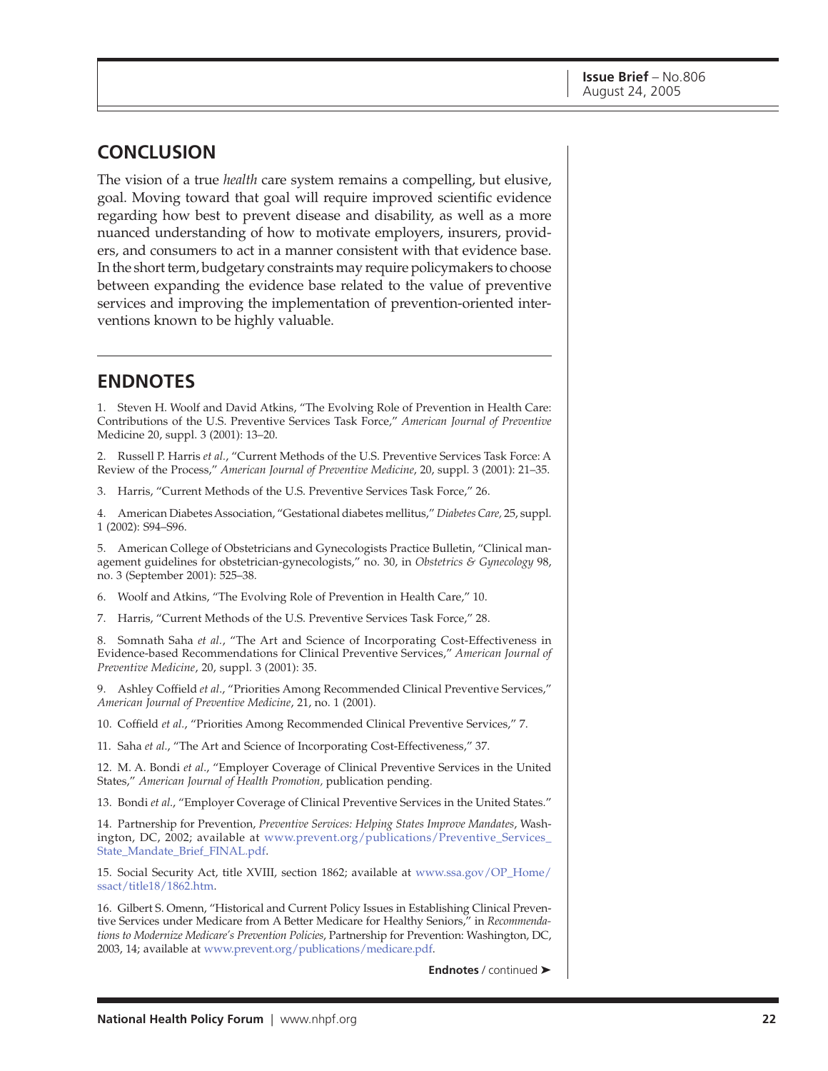## CONCLUSION

The vision of a true *health* care system remains a compelling, but elusive, goal. Moving toward that goal will require improved scientific evidence regarding how best to prevent disease and disability, as well as a more nuanced understanding of how to motivate employers, insurers, providers, and consumers to act in a manner consistent with that evidence base. In the short term, budgetary constraints may require policymakers to choose between expanding the evidence base related to the value of preventive services and improving the implementation of prevention-oriented interventions known to be highly valuable.

## ENDNOTES

1. Steven H. Woolf and David Atkins, "The Evolving Role of Prevention in Health Care: Contributions of the U.S. Preventive Services Task Force," *American Journal of Preventive* Medicine 20, suppl. 3 (2001): 13–20.

2. Russell P. Harris *et al.*, "Current Methods of the U.S. Preventive Services Task Force: A Review of the Process," *American Journal of Preventive Medicine*, 20, suppl. 3 (2001): 21–35.

3. Harris, "Current Methods of the U.S. Preventive Services Task Force," 26.

4. American Diabetes Association, "Gestational diabetes mellitus," *Diabetes Care,* 25, suppl. 1 (2002): S94–S96.

5. American College of Obstetricians and Gynecologists Practice Bulletin, "Clinical management guidelines for obstetrician-gynecologists," no. 30, in *Obstetrics & Gynecology* 98, no. 3 (September 2001): 525–38.

6. Woolf and Atkins, "The Evolving Role of Prevention in Health Care," 10.

7. Harris, "Current Methods of the U.S. Preventive Services Task Force," 28.

8. Somnath Saha *et al.*, "The Art and Science of Incorporating Cost-Effectiveness in Evidence-based Recommendations for Clinical Preventive Services," *American Journal of Preventive Medicine*, 20, suppl. 3 (2001): 35.

9. Ashley Coffield *et al*., "Priorities Among Recommended Clinical Preventive Services," *American Journal of Preventive Medicine*, 21, no. 1 (2001).

10. Coffield *et al.*, "Priorities Among Recommended Clinical Preventive Services," 7.

11. Saha *et al.*, "The Art and Science of Incorporating Cost-Effectiveness," 37.

12. M. A. Bondi *et al*., "Employer Coverage of Clinical Preventive Services in the United States," *American Journal of Health Promotion,* publication pending.

13. Bondi *et al*., "Employer Coverage of Clinical Preventive Services in the United States."

14. Partnership for Prevention, *Preventive Services: Helping States Improve Mandates*, Washington, DC, 2002; available at www.prevent.org/publications/Preventive_Services_State_Mandate_Brief_FINAL.pdf.

15. Social Security Act, title XVIII, section 1862; available at www.ssa.gov/OP_Home/ssact/title18/1862.htm.

16. Gilbert S. Omenn, "Historical and Current Policy Issues in Establishing Clinical Preventive Services under Medicare from A Better Medicare for Healthy Seniors," in *Recommendations to Modernize Medicare's Prevention Policies*, Partnership for Prevention: Washington, DC, 2003, 14; available at www.prevent.org/publications/medicare.pdf.

**Endnotes** / continued ➤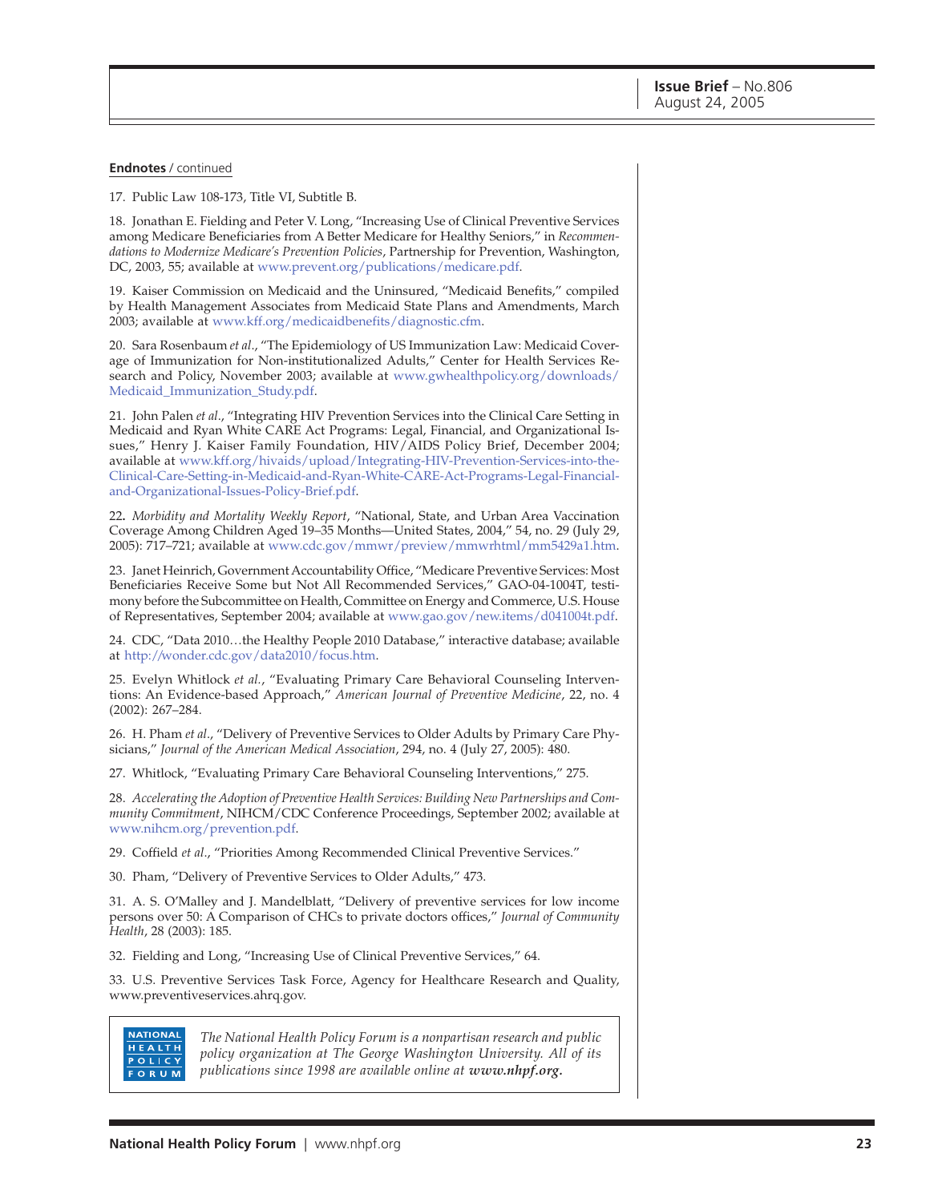**Endnotes** / continued

17. Public Law 108-173, Title VI, Subtitle B.

18. Jonathan E. Fielding and Peter V. Long, "Increasing Use of Clinical Preventive Services among Medicare Beneficiaries from A Better Medicare for Healthy Seniors," in *Recommendations to Modernize Medicare's Prevention Policies*, Partnership for Prevention, Washington, DC, 2003, 55; available at www.prevent.org/publications/medicare.pdf.

19. Kaiser Commission on Medicaid and the Uninsured, "Medicaid Benefits," compiled by Health Management Associates from Medicaid State Plans and Amendments, March 2003; available at www.kff.org/medicaidbenefits/diagnostic.cfm.

20. Sara Rosenbaum *et al*., "The Epidemiology of US Immunization Law: Medicaid Coverage of Immunization for Non-institutionalized Adults," Center for Health Services Research and Policy, November 2003; available at www.gwhealthpolicy.org/downloads/Medicaid_Immunization_Study.pdf.

21. John Palen *et al*., "Integrating HIV Prevention Services into the Clinical Care Setting in Medicaid and Ryan White CARE Act Programs: Legal, Financial, and Organizational Issues," Henry J. Kaiser Family Foundation, HIV/AIDS Policy Brief, December 2004; available at www.kff.org/hivaids/upload/Integrating-HIV-Prevention-Services-into-the-Clinical-Care-Setting-in-Medicaid-and-Ryan-White-CARE-Act-Programs-Legal-Financial-and-Organizational-Issues-Policy-Brief.pdf.

22. *Morbidity and Mortality Weekly Report*, "National, State, and Urban Area Vaccination Coverage Among Children Aged 19–35 Months—United States, 2004," 54, no. 29 (July 29, 2005): 717–721; available at www.cdc.gov/mmwr/preview/mmwrhtml/mm5429a1.htm.

23. Janet Heinrich, Government Accountability Office, "Medicare Preventive Services: Most Beneficiaries Receive Some but Not All Recommended Services," GAO-04-1004T, testimony before the Subcommittee on Health, Committee on Energy and Commerce, U.S. House of Representatives, September 2004; available at www.gao.gov/new.items/d041004t.pdf.

24. CDC, "Data 2010…the Healthy People 2010 Database," interactive database; available at http://wonder.cdc.gov/data2010/focus.htm.

25. Evelyn Whitlock *et al.*, "Evaluating Primary Care Behavioral Counseling Interventions: An Evidence-based Approach," *American Journal of Preventive Medicine*, 22, no. 4 (2002): 267–284.

26. H. Pham *et al*., "Delivery of Preventive Services to Older Adults by Primary Care Physicians," *Journal of the American Medical Association*, 294, no. 4 (July 27, 2005): 480.

27. Whitlock, "Evaluating Primary Care Behavioral Counseling Interventions," 275.

28. *Accelerating the Adoption of Preventive Health Services: Building New Partnerships and Community Commitment*, NIHCM/CDC Conference Proceedings, September 2002; available at www.nihcm.org/prevention.pdf.

29. Coffield *et al*., "Priorities Among Recommended Clinical Preventive Services."

30. Pham, "Delivery of Preventive Services to Older Adults," 473.

31. A. S. O'Malley and J. Mandelblatt, "Delivery of preventive services for low income persons over 50: A Comparison of CHCs to private doctors offices," *Journal of Community Health*, 28 (2003): 185.

32. Fielding and Long, "Increasing Use of Clinical Preventive Services," 64.

33. U.S. Preventive Services Task Force, Agency for Healthcare Research and Quality, www.preventiveservices.ahrq.gov.

NATIONAL HEALTH POLICY FORUM

*The National Health Policy Forum is a nonpartisan research and public policy organization at The George Washington University. All of its publications since 1998 are available online at* ***www.nhpf.org.***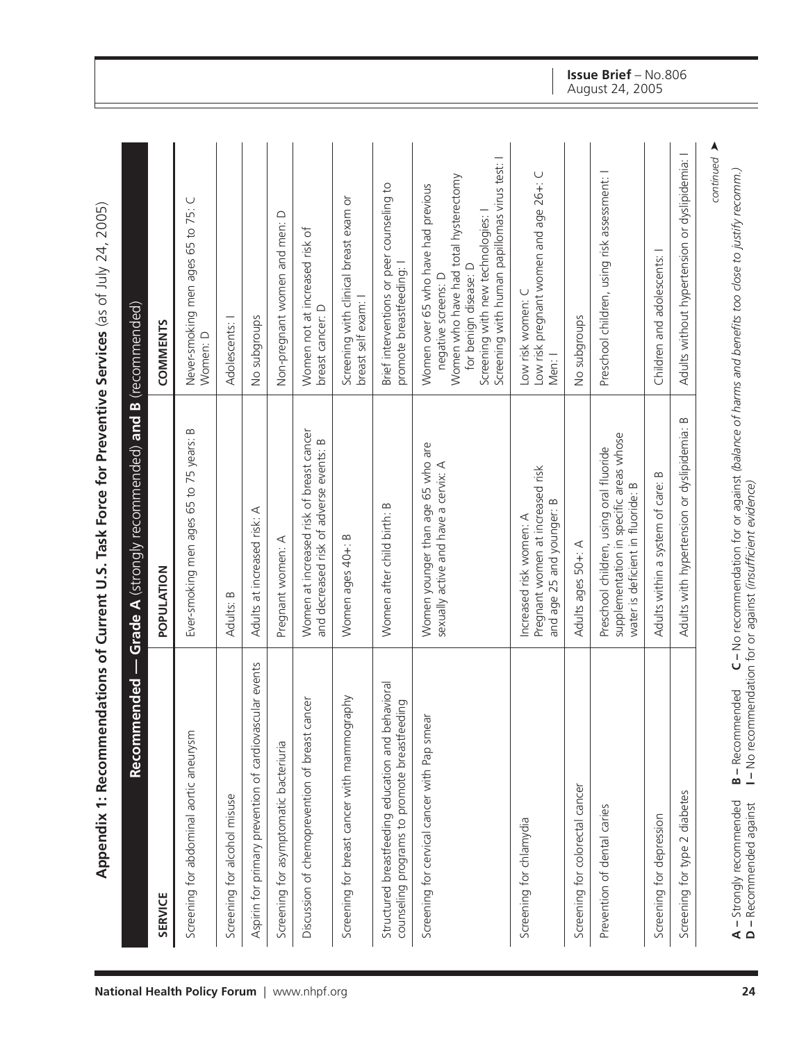## Appendix 1: Recommendations of Current U.S. Task Force for Preventive Services (as of July 24, 2005)

| Recommended — Grade A (strongly recommended) and B (recommended) | | |
|---|---|---|
| **SERVICE** | **POPULATION** | **COMMENTS** |
| Screening for abdominal aortic aneurysm | Ever-smoking men ages 65 to 75 years: B | Never-smoking men ages 65 to 75: C<br>Women: D |
| Screening for alcohol misuse | Adults: B | Adolescents: I |
| Aspirin for primary prevention of cardiovascular events | Adults at increased risk: A | No subgroups |
| Screening for asymptomatic bacteriuria | Pregnant women: A | Non-pregnant women and men: D |
| Discussion of chemoprevention of breast cancer | Women at increased risk of breast cancer and decreased risk of adverse events: B | Women not at increased risk of breast cancer: D |
| Screening for breast cancer with mammography | Women ages 40+: B | Screening with clinical breast exam or breast self exam: I |
| Structured breastfeeding education and behavioral counseling programs to promote breastfeeding | Women after child birth: B | Brief interventions or peer counseling to promote breastfeeding: I |
| Screening for cervical cancer with Pap smear | Women younger than age 65 who are sexually active and have a cervix: A | Women over 65 who have had previous negative screens: D<br>Women who have had total hysterectomy for benign disease: D<br>Screening with new technologies: I<br>Screening with human papillomas virus test: I |
| Screening for chlamydia | Increased risk women: A<br>Pregnant women at increased risk and age 25 and younger: B | Low risk women: C<br>Low risk pregnant women and age 26+: C<br>Men: I |
| Screening for colorectal cancer | Adults ages 50+: A | No subgroups |
| Prevention of dental caries | Preschool children, using oral fluoride supplementation in specific areas whose water is deficient in fluoride: B | Preschool children, using risk assessment: I |
| Screening for depression | Adults within a system of care: B | Children and adolescents: I |
| Screening for type 2 diabetes | Adults with hypertension or dyslipidemia: B | Adults without hypertension or dyslipidemia: I |

*continued*

**A** – Strongly recommended **B** – Recommended **C** – No recommendation for or against *(balance of harms and benefits too close to justify recomm.)*
**D** – Recommended against **I** – No recommendation for or against *(insufficient evidence)*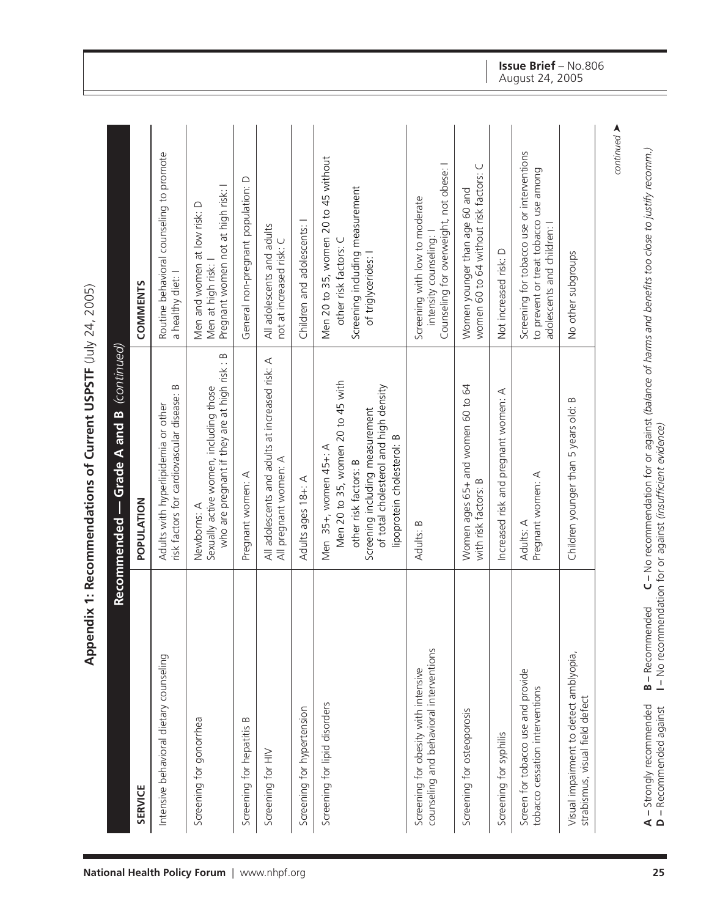# Appendix 1: Recommendations of Current USPSTF (July 24, 2005)

**Recommended — Grade A and B** *(continued)*

| SERVICE | POPULATION | COMMENTS |
|---|---|---|
| Intensive behavioral dietary counseling | Adults with hyperlipidemia or other risk factors for cardiovascular disease: B | Routine behavioral counseling to promote a healthy diet: I |
| Screening for gonorrhea | Newborns: A<br>Sexually active women, including those who are pregnant if they are at high risk: B | Men and women at low risk: D<br>Men at high risk: I<br>Pregnant women not at high risk: I |
| Screening for hepatitis B | Pregnant women: A | General non-pregnant population: D |
| Screening for HIV | All adolescents and adults at increased risk: A<br>All pregnant women: A | All adolescents and adults not at increased risk: C |
| Screening for hypertension | Adults ages 18+: A | Children and adolescents: I |
| Screening for lipid disorders | Men 35+, women 45+: A<br>Men 20 to 35, women 20 to 45 with other risk factors: B<br>Screening including measurement of total cholesterol and high density lipoprotein cholesterol: B | Men 20 to 35, women 20 to 45 without other risk factors: C<br>Screening including measurement of triglycerides: I |
| Screening for obesity with intensive counseling and behavioral interventions | Adults: B | Screening with low to moderate intensity counseling: I<br>Counseling for overweight, not obese: I |
| Screening for osteoporosis | Women ages 65+ and women 60 to 64 with risk factors: B | Women younger than age 60 and women 60 to 64 without risk factors: C |
| Screening for syphilis | Increased risk and pregnant women: A | Not increased risk: D |
| Screen for tobacco use and provide tobacco cessation interventions | Adults: A<br>Pregnant women: A | Screening for tobacco use or interventions to prevent or treat tobacco use among adolescents and children: I |
| Visual impairment to detect amblyopia, strabismus, visual field defect | Children younger than 5 years old: B | No other subgroups |

*continued* ➤

**A** – Strongly recommended **B** – Recommended **C** – No recommendation for or against *(balance of harms and benefits too close to justify recomm.)*
**D** – Recommended against **I** – No recommendation for or against *(insufficient evidence)*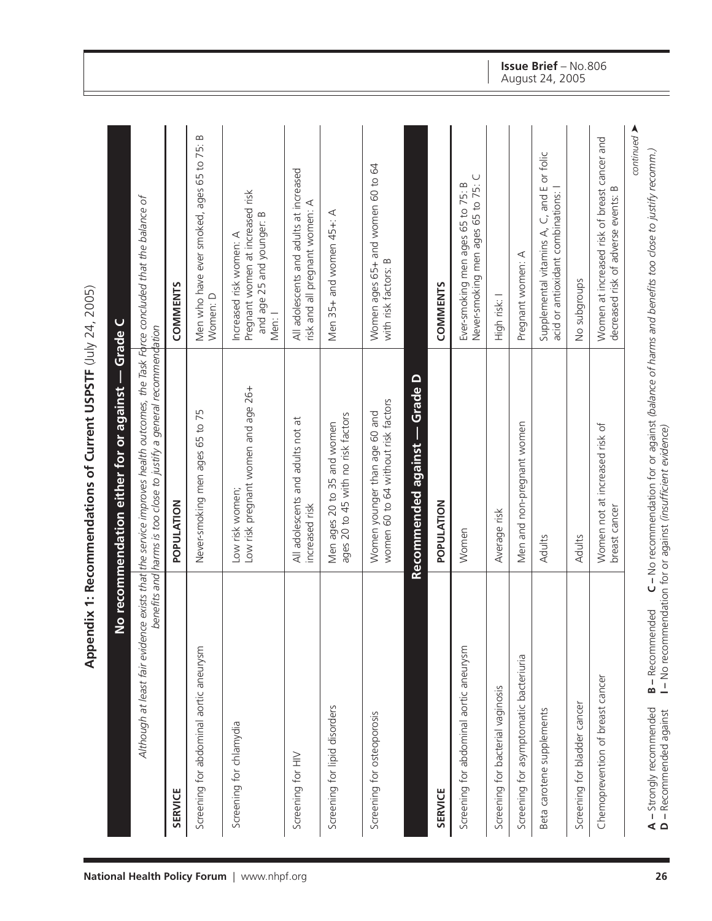# Appendix 1: Recommendations of Current USPSTF (July 24, 2005)

## No recommendation either for or against — Grade C

*Although at least fair evidence exists that the service improves health outcomes, the Task Force concluded that the balance of benefits and harms is too close to justify a general recommendation*

| SERVICE | POPULATION | COMMENTS |
|---|---|---|
| Screening for abdominal aortic aneurysm | Never-smoking men ages 65 to 75 | Men who have ever smoked, ages 65 to 75: B<br>Women: D |
| Screening for chlamydia | Low risk women;<br>Low risk pregnant women and age 26+ | Increased risk women: A<br>Pregnant women at increased risk and age 25 and younger: B<br>Men: I |
| Screening for HIV | All adolescents and adults not at increased risk | All adolescents and adults at increased risk and all pregnant women: A |
| Screening for lipid disorders | Men ages 20 to 35 and women ages 20 to 45 with no risk factors | Men 35+ and women 45+: A |
| Screening for osteoporosis | Women younger than age 60 and women 60 to 64 without risk factors | Women ages 65+ and women 60 to 64 with risk factors: B |

## Recommended against — Grade D

| SERVICE | POPULATION | COMMENTS |
|---|---|---|
| Screening for abdominal aortic aneurysm | Women | Ever-smoking men ages 65 to 75: B<br>Never-smoking men ages 65 to 75: C |
| Screening for bacterial vaginosis | Average risk | High risk: I |
| Screening for asymptomatic bacteriuria | Men and non-pregnant women | Pregnant women: A |
| Beta carotene supplements | Adults | Supplemental vitamins A, C, and E or folic acid or antioxidant combinations: I |
| Screening for bladder cancer | Adults | No subgroups |
| Chemoprevention of breast cancer | Women not at increased risk of breast cancer | Women at increased risk of breast cancer and decreased risk of adverse events: B |

*continued*

**A –** Strongly recommended **B –** Recommended **C –** No recommendation for or against *(balance of harms and benefits too close to justify recomm.)*
**D –** Recommended against **I –** No recommendation for or against *(insufficient evidence)*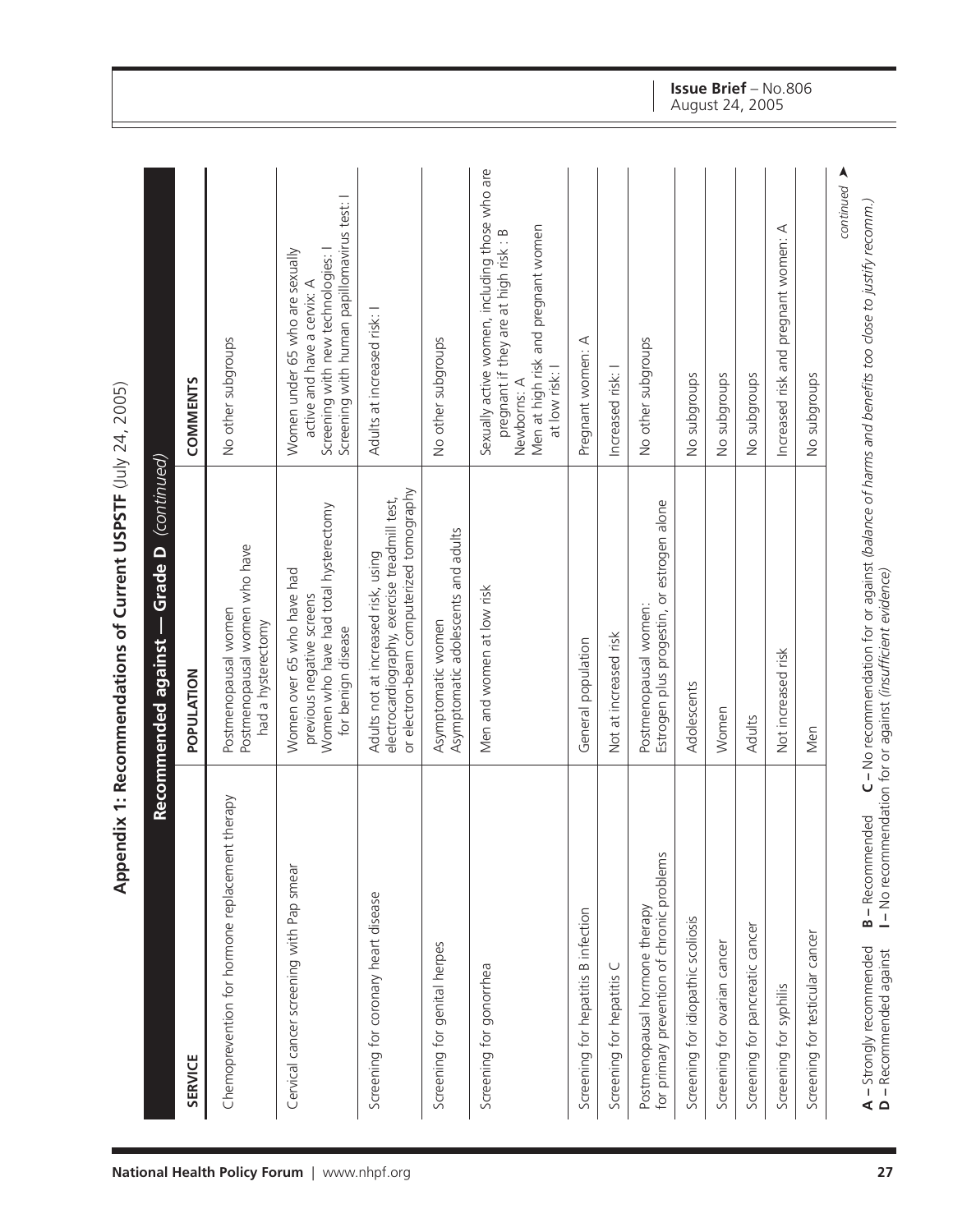# Appendix 1: Recommendations of Current USPSTF (July 24, 2005)

## Recommended against — Grade D *(continued)*

| SERVICE | POPULATION | COMMENTS |
|---|---|---|
| Chemoprevention for hormone replacement therapy | Postmenopausal women<br>Postmenopausal women who have had a hysterectomy | No other subgroups |
| Cervical cancer screening with Pap smear | Women over 65 who have had previous negative screens<br>Women who have had total hysterectomy for benign disease | Women under 65 who are sexually active and have a cervix: A<br>Screening with new technologies: I<br>Screening with human papillomavirus test: I |
| Screening for coronary heart disease | Adults not at increased risk, using electrocardiography, exercise treadmill test, or electron-beam computerized tomography | Adults at increased risk: I |
| Screening for genital herpes | Asymptomatic women<br>Asymptomatic adolescents and adults | No other subgroups |
| Screening for gonorrhea | Men and women at low risk | Sexually active women, including those who are pregnant if they are at high risk : B<br>Newborns: A<br>Men at high risk and pregnant women at low risk: I |
| Screening for hepatitis B infection | General population | Pregnant women: A |
| Screening for hepatitis C | Not at increased risk | Increased risk: I |
| Postmenopausal hormone therapy for primary prevention of chronic problems | Postmenopausal women:<br>Estrogen plus progestin, or estrogen alone | No other subgroups |
| Screening for idiopathic scoliosis | Adolescents | No subgroups |
| Screening for ovarian cancer | Women | No subgroups |
| Screening for pancreatic cancer | Adults | No subgroups |
| Screening for syphilis | Not increased risk | Increased risk and pregnant women: A |
| Screening for testicular cancer | Men | No subgroups |

*continued* ➤

**A –** Strongly recommended **B –** Recommended **C –** No recommendation for or against *(balance of harms and benefits too close to justify recomm.)*
**D –** Recommended against **I –** No recommendation for or against *(insufficient evidence)*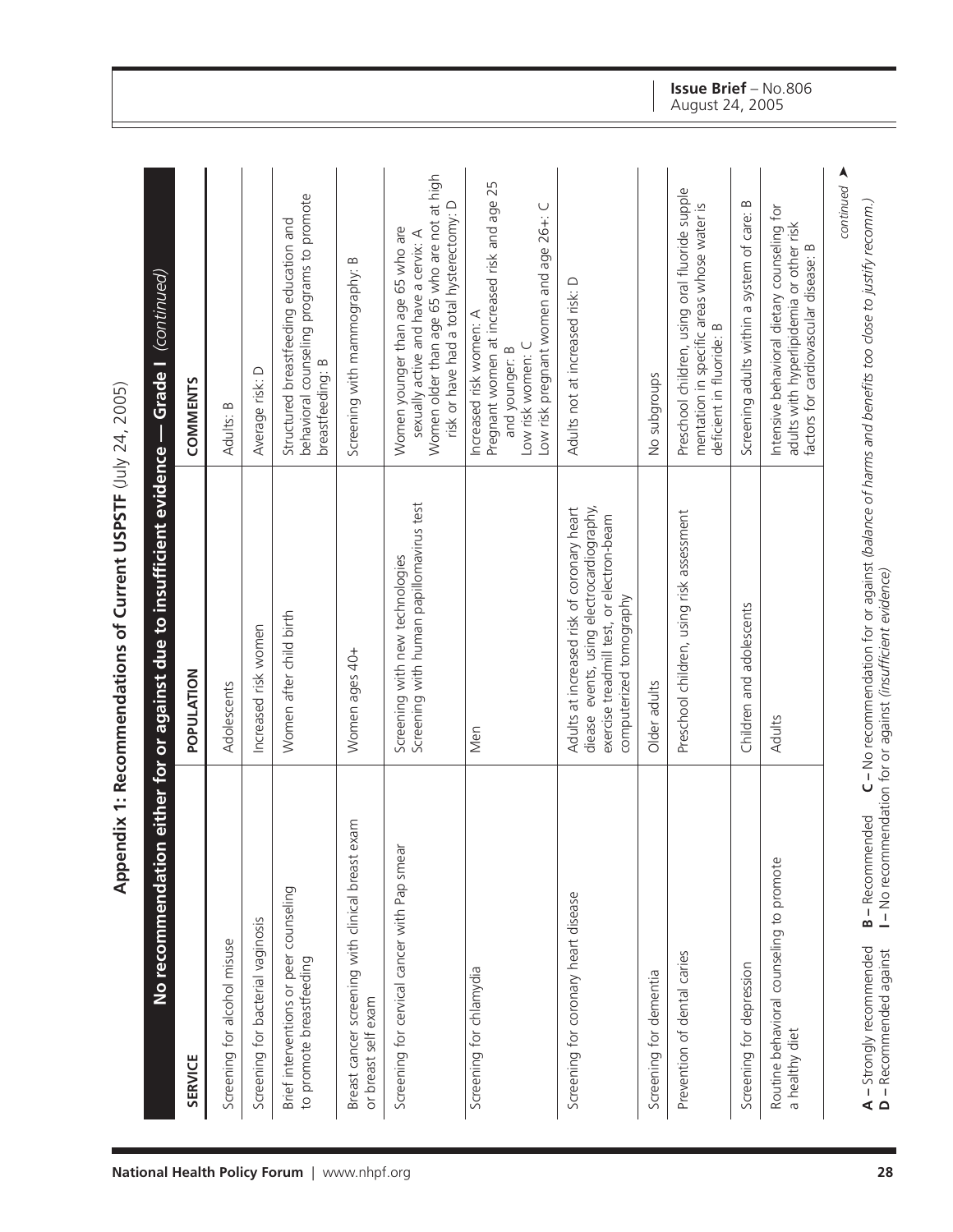## Appendix 1: Recommendations of Current USPSTF (July 24, 2005)

### No recommendation either for or against due to insufficient evidence — Grade I *(continued)*

| SERVICE | POPULATION | COMMENTS |
|---|---|---|
| Screening for alcohol misuse | Adolescents | Adults: B |
| Screening for bacterial vaginosis | Increased risk women | Average risk: D |
| Brief interventions or peer counseling to promote breastfeeding | Women after child birth | Structured breastfeeding education and behavioral counseling programs to promote breastfeeding: B |
| Breast cancer screening with clinical breast exam or breast self exam | Women ages 40+ | Screening with mammography: B |
| Screening for cervical cancer with Pap smear | Screening with new technologies<br>Screening with human papillomavirus test | Women younger than age 65 who are sexually active and have a cervix: A<br>Women older than age 65 who are not at high risk or have had a total hysterectomy: D |
| Screening for chlamydia | Men | Increased risk women: A<br>Pregnant women at increased risk and age 25 and younger: B<br>Low risk women: C<br>Low risk pregnant women and age 26+: C |
| Screening for coronary heart disease | Adults at increased risk of coronary heart disease events, using electrocardiography, exercise treadmill test, or electron-beam computerized tomography | Adults not at increased risk: D |
| Screening for dementia | Older adults | No subgroups |
| Prevention of dental caries | Preschool children, using risk assessment | Preschool children, using oral fluoride supplementation in specific areas whose water is deficient in fluoride: B |
| Screening for depression | Children and adolescents | Screening adults within a system of care: B |
| Routine behavioral counseling to promote a healthy diet | Adults | Intensive behavioral dietary counseling for adults with hyperlipidemia or other risk factors for cardiovascular disease: B |

*continued*

**A –** Strongly recommended **B –** Recommended **C –** No recommendation for or against *(balance of harms and benefits too close to justify recomm.)*
**D –** Recommended against **I –** No recommendation for or against *(insufficient evidence)*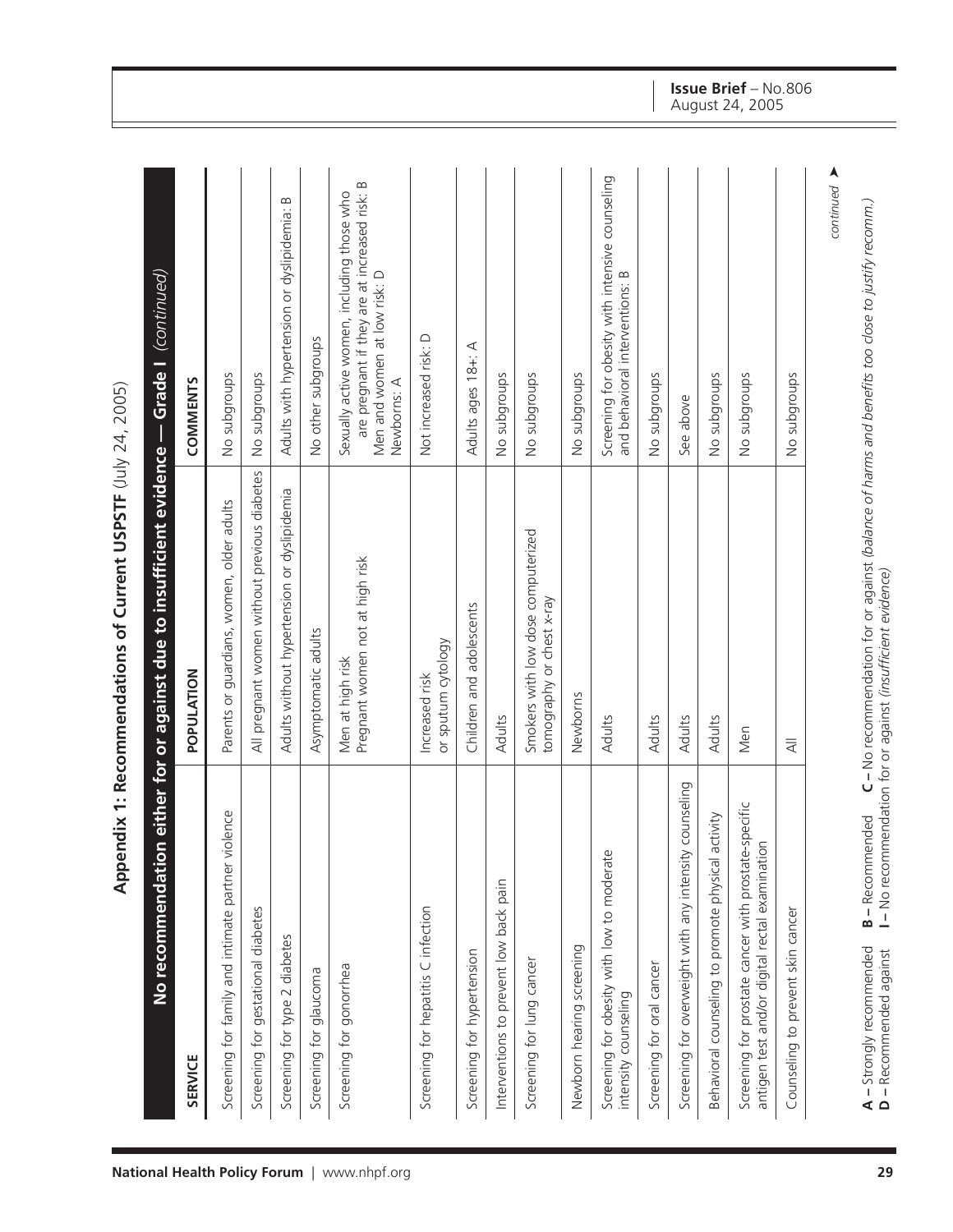# Appendix 1: Recommendations of Current USPSTF (July 24, 2005)

## No recommendation either for or against due to insufficient evidence — Grade I *(continued)*

| SERVICE | POPULATION | COMMENTS |
|---|---|---|
| Screening for family and intimate partner violence | Parents or guardians, women, older adults | No subgroups |
| Screening for gestational diabetes | All pregnant women without previous diabetes | No subgroups |
| Screening for type 2 diabetes | Adults without hypertension or dyslipidemia | Adults with hypertension or dyslipidemia: B |
| Screening for glaucoma | Asymptomatic adults | No other subgroups |
| Screening for gonorrhea | Men at high risk<br>Pregnant women not at high risk | Sexually active women, including those who are pregnant if they are at increased risk: B<br>Men and women at low risk: D<br>Newborns: A |
| Screening for hepatitis C infection | Increased risk or sputum cytology | Not increased risk: D |
| Screening for hypertension | Children and adolescents | Adults ages 18+: A |
| Interventions to prevent low back pain | Adults | No subgroups |
| Screening for lung cancer | Smokers with low dose computerized tomography or chest x-ray | No subgroups |
| Newborn hearing screening | Newborns | No subgroups |
| Screening for obesity with low to moderate intensity counseling | Adults | Screening for obesity with intensive counseling and behavioral interventions: B |
| Screening for oral cancer | Adults | No subgroups |
| Screening for overweight with any intensity counseling | Adults | See above |
| Behavioral counseling to promote physical activity | Adults | No subgroups |
| Screening for prostate cancer with prostate-specific antigen test and/or digital rectal examination | Men | No subgroups |
| Counseling to prevent skin cancer | All | No subgroups |

*continued* ➤

**A** – Strongly recommended **B** – Recommended **C** – No recommendation for or against *(balance of harms and benefits too close to justify recomm.)*
**D** – Recommended against **I** – No recommendation for or against *(insufficient evidence)*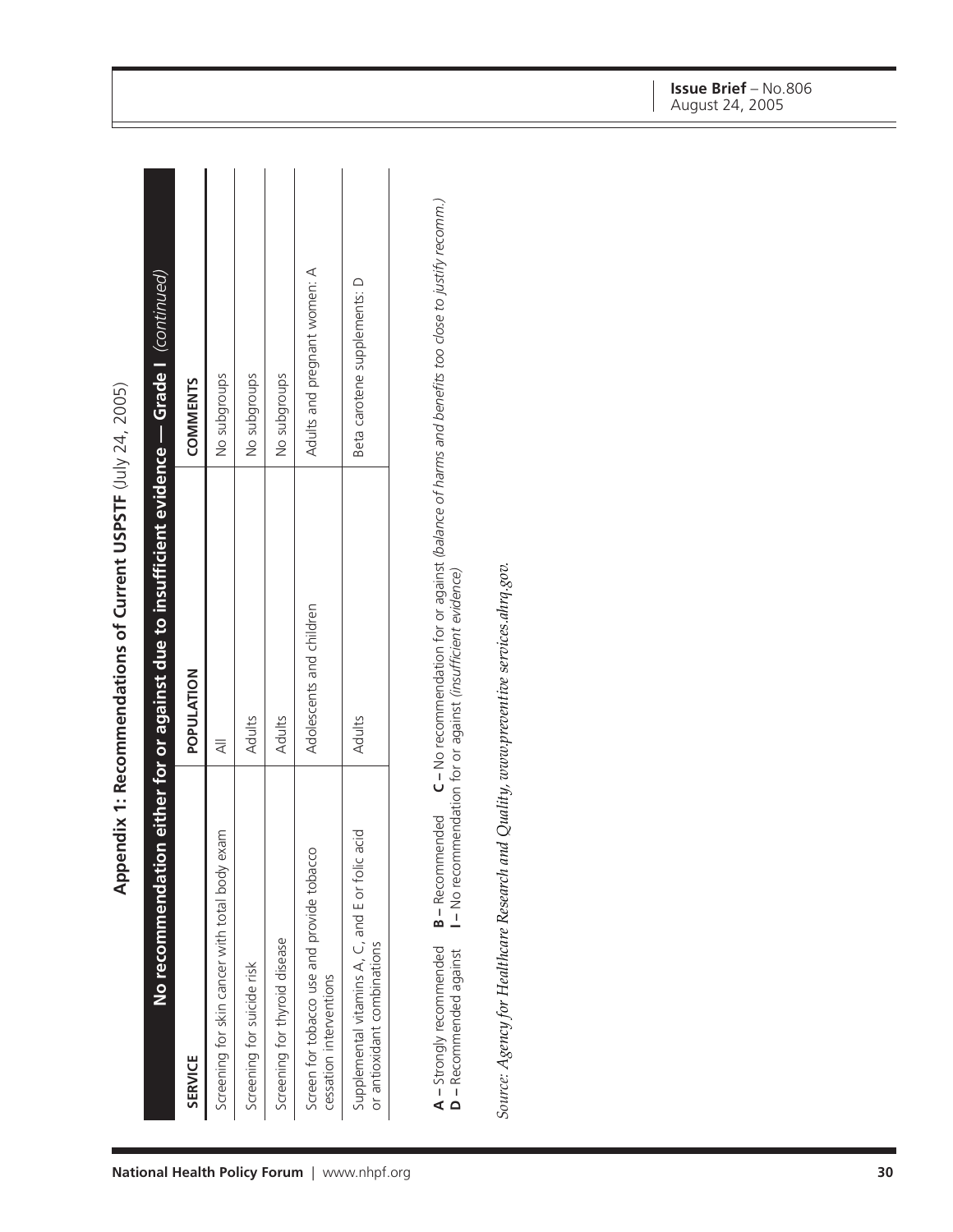# Appendix 1: Recommendations of Current USPSTF (July 24, 2005)

## No recommendation either for or against due to insufficient evidence — Grade I *(continued)*

| SERVICE | POPULATION | COMMENTS |
| --- | --- | --- |
| Screening for skin cancer with total body exam | All | No subgroups |
| Screening for suicide risk | Adults | No subgroups |
| Screening for thyroid disease | Adults | No subgroups |
| Screen for tobacco use and provide tobacco cessation interventions | Adolescents and children | Adults and pregnant women: A |
| Supplemental vitamins A, C, and E or folic acid or antioxidant combinations | Adults | Beta carotene supplements: D |

**A –** Strongly recommended **B –** Recommended **C –** No recommendation for or against *(balance of harms and benefits too close to justify recomm.)*
**D –** Recommended against **I –** No recommendation for or against *(insufficient evidence)*

*Source: Agency for Healthcare Research and Quality, www.preventive services.ahrq.gov.*